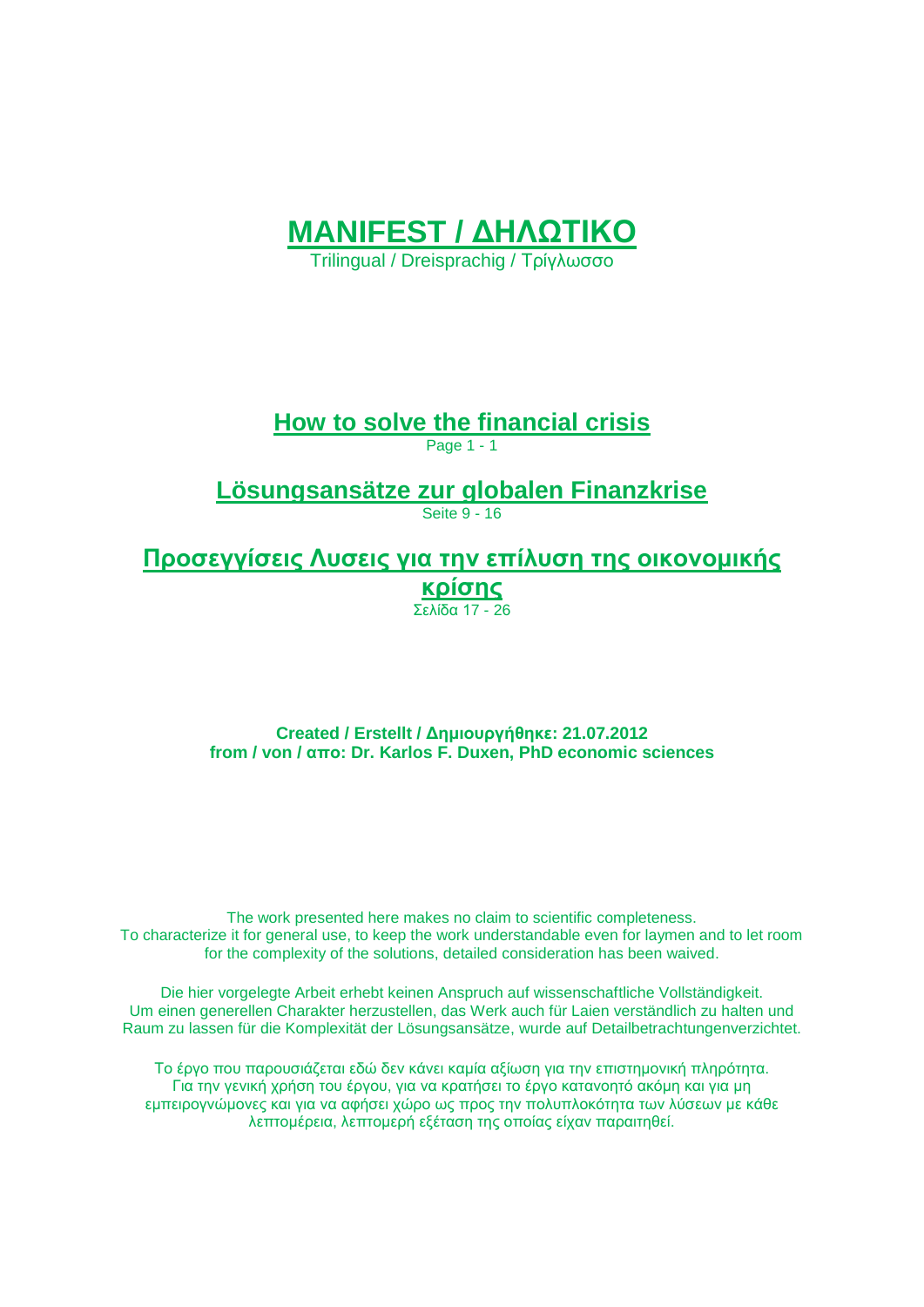# MANIFEST / ΔΗΛΩΤΙΚΟ

Trilingual / Dreisprachig / Τρίγλωσσο

## How to solve the financial crisis

Page 1 - 1

## Lösungsansätze zur globalen Finanzkrise

Seite 9 - 16

## Προσεγγίσεις Λυσεις για την επίλυση της οικονομικής κρίσης

Σελίδα 17 - 26

**Created / Erstellt / Δημιουργήθηκε: 21.07.2012**
**from / von / απο: Dr. Karlos F. Duxen, PhD economic sciences**

The work presented here makes no claim to scientific completeness.
To characterize it for general use, to keep the work understandable even for laymen and to let room for the complexity of the solutions, detailed consideration has been waived.

Die hier vorgelegte Arbeit erhebt keinen Anspruch auf wissenschaftliche Vollständigkeit.
Um einen generellen Charakter herzustellen, das Werk auch für Laien verständlich zu halten und Raum zu lassen für die Komplexität der Lösungsansätze, wurde auf Detailbetrachtungenverzichtet.

Το έργο που παρουσιάζεται εδώ δεν κάνει καμία αξίωση για την επιστημονική πληρότητα.
Για την γενική χρήση του έργου, για να κρατήσει το έργο κατανοητό ακόμη και για μη εμπειρογνώμονες και για να αφήσει χώρο ως προς την πολυπλοκότητα των λύσεων με κάθε λεπτομέρεια, λεπτομερή εξέταση της οποίας είχαν παραιτηθεί.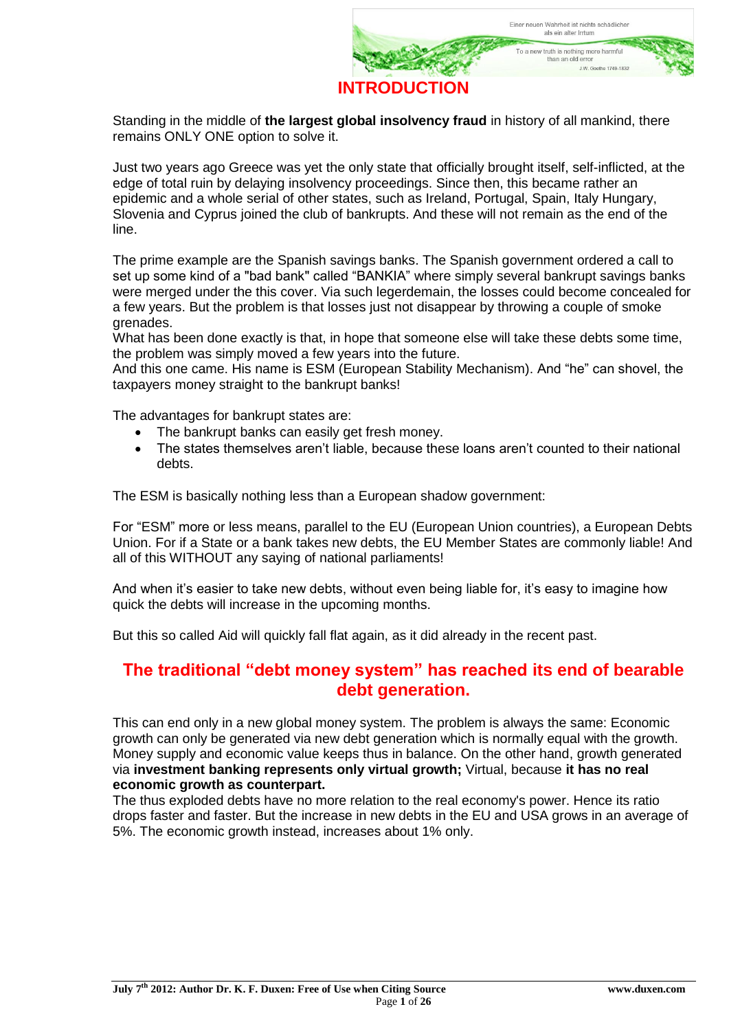# INTRODUCTION

Standing in the middle of **the largest global insolvency fraud** in history of all mankind, there remains ONLY ONE option to solve it.

Just two years ago Greece was yet the only state that officially brought itself, self-inflicted, at the edge of total ruin by delaying insolvency proceedings. Since then, this became rather an epidemic and a whole serial of other states, such as Ireland, Portugal, Spain, Italy Hungary, Slovenia and Cyprus joined the club of bankrupts. And these will not remain as the end of the line.

The prime example are the Spanish savings banks. The Spanish government ordered a call to set up some kind of a "bad bank" called "BANKIA" where simply several bankrupt savings banks were merged under the this cover. Via such legerdemain, the losses could become concealed for a few years. But the problem is that losses just not disappear by throwing a couple of smoke grenades.

What has been done exactly is that, in hope that someone else will take these debts some time, the problem was simply moved a few years into the future.

And this one came. His name is ESM (European Stability Mechanism). And "he" can shovel, the taxpayers money straight to the bankrupt banks!

The advantages for bankrupt states are:

- The bankrupt banks can easily get fresh money.
- The states themselves aren't liable, because these loans aren't counted to their national debts.

The ESM is basically nothing less than a European shadow government:

For "ESM" more or less means, parallel to the EU (European Union countries), a European Debts Union. For if a State or a bank takes new debts, the EU Member States are commonly liable! And all of this WITHOUT any saying of national parliaments!

And when it's easier to take new debts, without even being liable for, it's easy to imagine how quick the debts will increase in the upcoming months.

But this so called Aid will quickly fall flat again, as it did already in the recent past.

## The traditional "debt money system" has reached its end of bearable debt generation.

This can end only in a new global money system. The problem is always the same: Economic growth can only be generated via new debt generation which is normally equal with the growth. Money supply and economic value keeps thus in balance. On the other hand, growth generated via **investment banking represents only virtual growth;** Virtual, because **it has no real economic growth as counterpart.**

The thus exploded debts have no more relation to the real economy's power. Hence its ratio drops faster and faster. But the increase in new debts in the EU and USA grows in an average of 5%. The economic growth instead, increases about 1% only.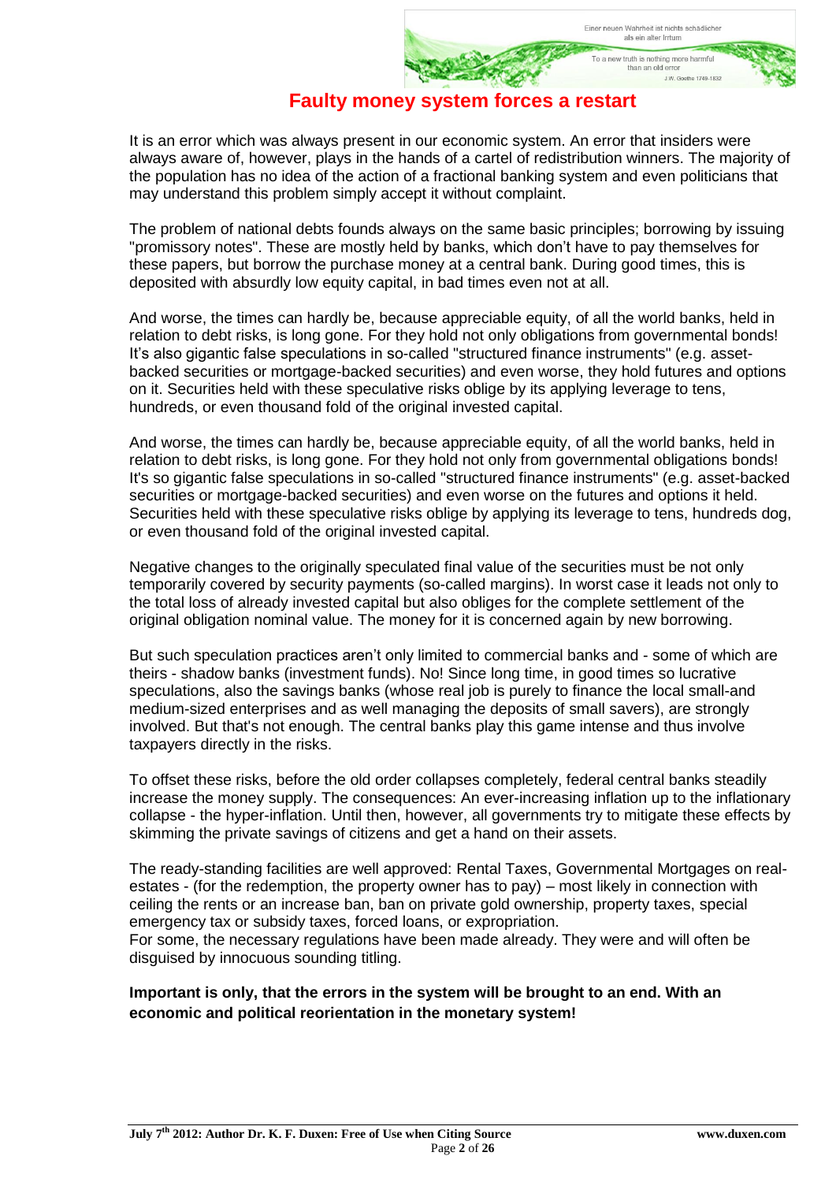# Faulty money system forces a restart

It is an error which was always present in our economic system. An error that insiders were always aware of, however, plays in the hands of a cartel of redistribution winners. The majority of the population has no idea of the action of a fractional banking system and even politicians that may understand this problem simply accept it without complaint.

The problem of national debts founds always on the same basic principles; borrowing by issuing "promissory notes". These are mostly held by banks, which don't have to pay themselves for these papers, but borrow the purchase money at a central bank. During good times, this is deposited with absurdly low equity capital, in bad times even not at all.

And worse, the times can hardly be, because appreciable equity, of all the world banks, held in relation to debt risks, is long gone. For they hold not only obligations from governmental bonds! It's also gigantic false speculations in so-called "structured finance instruments" (e.g. asset-backed securities or mortgage-backed securities) and even worse, they hold futures and options on it. Securities held with these speculative risks oblige by its applying leverage to tens, hundreds, or even thousand fold of the original invested capital.

And worse, the times can hardly be, because appreciable equity, of all the world banks, held in relation to debt risks, is long gone. For they hold not only from governmental obligations bonds! It's so gigantic false speculations in so-called "structured finance instruments" (e.g. asset-backed securities or mortgage-backed securities) and even worse on the futures and options it held. Securities held with these speculative risks oblige by applying its leverage to tens, hundreds dog, or even thousand fold of the original invested capital.

Negative changes to the originally speculated final value of the securities must be not only temporarily covered by security payments (so-called margins). In worst case it leads not only to the total loss of already invested capital but also obliges for the complete settlement of the original obligation nominal value. The money for it is concerned again by new borrowing.

But such speculation practices aren't only limited to commercial banks and - some of which are theirs - shadow banks (investment funds). No! Since long time, in good times so lucrative speculations, also the savings banks (whose real job is purely to finance the local small-and medium-sized enterprises and as well managing the deposits of small savers), are strongly involved. But that's not enough. The central banks play this game intense and thus involve taxpayers directly in the risks.

To offset these risks, before the old order collapses completely, federal central banks steadily increase the money supply. The consequences: An ever-increasing inflation up to the inflationary collapse - the hyper-inflation. Until then, however, all governments try to mitigate these effects by skimming the private savings of citizens and get a hand on their assets.

The ready-standing facilities are well approved: Rental Taxes, Governmental Mortgages on real-estates - (for the redemption, the property owner has to pay) – most likely in connection with ceiling the rents or an increase ban, ban on private gold ownership, property taxes, special emergency tax or subsidy taxes, forced loans, or expropriation.
For some, the necessary regulations have been made already. They were and will often be disguised by innocuous sounding titling.

**Important is only, that the errors in the system will be brought to an end. With an economic and political reorientation in the monetary system!**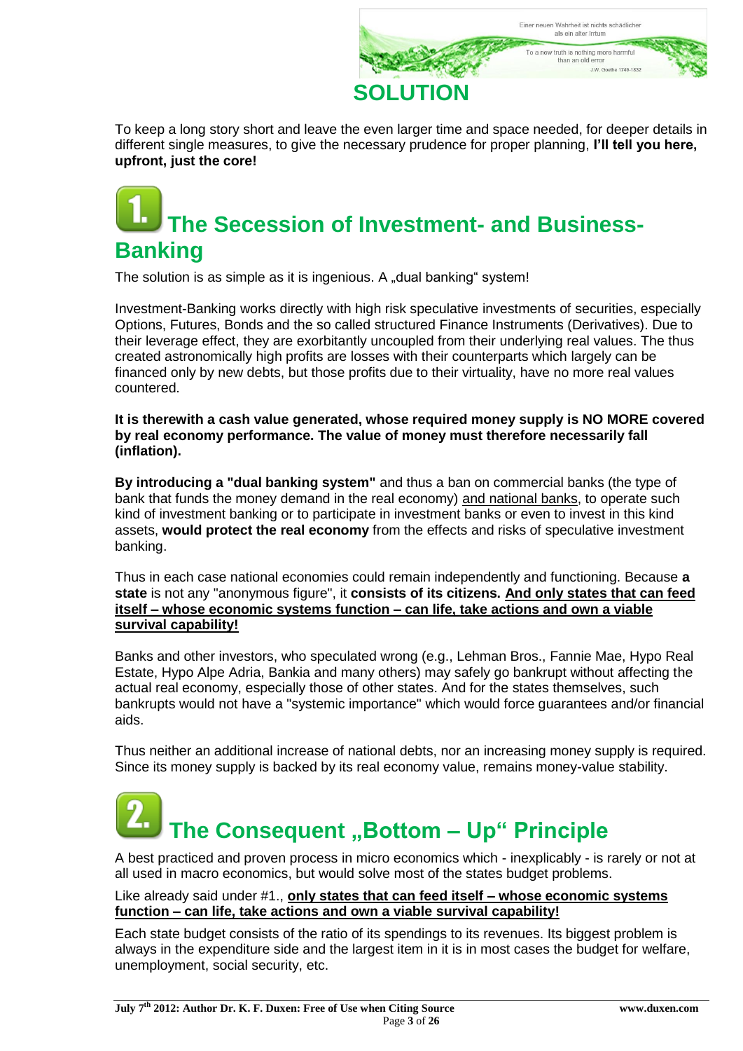# SOLUTION

To keep a long story short and leave the even larger time and space needed, for deeper details in different single measures, to give the necessary prudence for proper planning, **I'll tell you here, upfront, just the core!**

## 1. The Secession of Investment- and Business-Banking

The solution is as simple as it is ingenious. A „dual banking" system!

Investment-Banking works directly with high risk speculative investments of securities, especially Options, Futures, Bonds and the so called structured Finance Instruments (Derivatives). Due to their leverage effect, they are exorbitantly uncoupled from their underlying real values. The thus created astronomically high profits are losses with their counterparts which largely can be financed only by new debts, but those profits due to their virtuality, have no more real values countered.

**It is therewith a cash value generated, whose required money supply is NO MORE covered by real economy performance. The value of money must therefore necessarily fall (inflation).**

**By introducing a "dual banking system"** and thus a ban on commercial banks (the type of bank that funds the money demand in the real economy) and national banks, to operate such kind of investment banking or to participate in investment banks or even to invest in this kind assets, **would protect the real economy** from the effects and risks of speculative investment banking.

Thus in each case national economies could remain independently and functioning. Because **a state** is not any "anonymous figure", it **consists of its citizens.** **And only states that can feed itself – whose economic systems function – can life, take actions and own a viable survival capability!**

Banks and other investors, who speculated wrong (e.g., Lehman Bros., Fannie Mae, Hypo Real Estate, Hypo Alpe Adria, Bankia and many others) may safely go bankrupt without affecting the actual real economy, especially those of other states. And for the states themselves, such bankrupts would not have a "systemic importance" which would force guarantees and/or financial aids.

Thus neither an additional increase of national debts, nor an increasing money supply is required. Since its money supply is backed by its real economy value, remains money-value stability.

## 2. The Consequent „Bottom – Up" Principle

A best practiced and proven process in micro economics which - inexplicably - is rarely or not at all used in macro economics, but would solve most of the states budget problems.

Like already said under #1., **only states that can feed itself – whose economic systems function – can life, take actions and own a viable survival capability!**

Each state budget consists of the ratio of its spendings to its revenues. Its biggest problem is always in the expenditure side and the largest item in it is in most cases the budget for welfare, unemployment, social security, etc.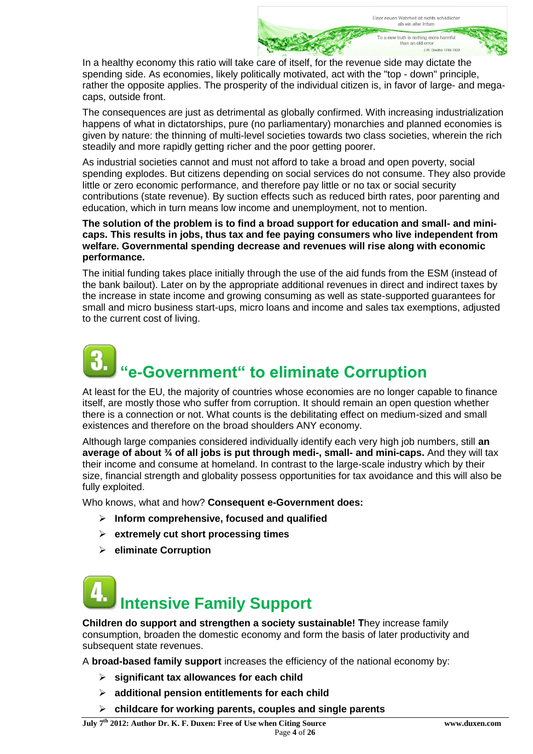In a healthy economy this ratio will take care of itself, for the revenue side may dictate the spending side. As economies, likely politically motivated, act with the "top - down" principle, rather the opposite applies. The prosperity of the individual citizen is, in favor of large- and mega-caps, outside front.

The consequences are just as detrimental as globally confirmed. With increasing industrialization happens of what in dictatorships, pure (no parliamentary) monarchies and planned economies is given by nature: the thinning of multi-level societies towards two class societies, wherein the rich steadily and more rapidly getting richer and the poor getting poorer.

As industrial societies cannot and must not afford to take a broad and open poverty, social spending explodes. But citizens depending on social services do not consume. They also provide little or zero economic performance, and therefore pay little or no tax or social security contributions (state revenue). By suction effects such as reduced birth rates, poor parenting and education, which in turn means low income and unemployment, not to mention.

**The solution of the problem is to find a broad support for education and small- and mini-caps. This results in jobs, thus tax and fee paying consumers who live independent from welfare. Governmental spending decrease and revenues will rise along with economic performance.**

The initial funding takes place initially through the use of the aid funds from the ESM (instead of the bank bailout). Later on by the appropriate additional revenues in direct and indirect taxes by the increase in state income and growing consuming as well as state-supported guarantees for small and micro business start-ups, micro loans and income and sales tax exemptions, adjusted to the current cost of living.

## 3. "e-Government" to eliminate Corruption

At least for the EU, the majority of countries whose economies are no longer capable to finance itself, are mostly those who suffer from corruption. It should remain an open question whether there is a connection or not. What counts is the debilitating effect on medium-sized and small existences and therefore on the broad shoulders ANY economy.

Although large companies considered individually identify each very high job numbers, still **an average of about ¾ of all jobs is put through medi-, small- and mini-caps.** And they will tax their income and consume at homeland. In contrast to the large-scale industry which by their size, financial strength and globality possess opportunities for tax avoidance and this will also be fully exploited.

Who knows, what and how? **Consequent e-Government does:**

- **Inform comprehensive, focused and qualified**
- **extremely cut short processing times**
- **eliminate Corruption**

## 4. Intensive Family Support

**Children do support and strengthen a society sustainable! T**hey increase family consumption, broaden the domestic economy and form the basis of later productivity and subsequent state revenues.

A **broad-based family support** increases the efficiency of the national economy by:

- **significant tax allowances for each child**
- **additional pension entitlements for each child**
- **childcare for working parents, couples and single parents**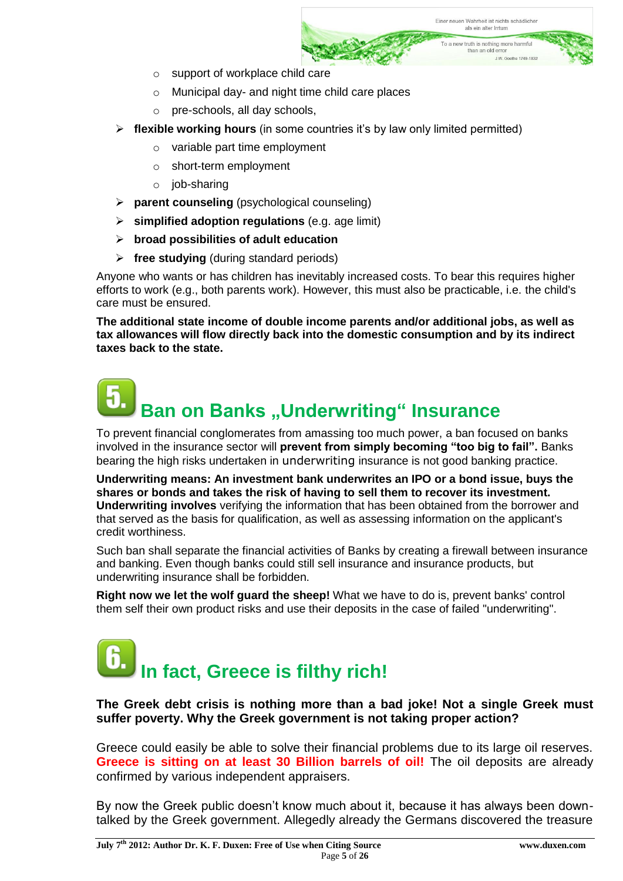- support of workplace child care
- Municipal day- and night time child care places
- pre-schools, all day schools,

- **flexible working hours** (in some countries it's by law only limited permitted)
  - variable part time employment
  - short-term employment
  - job-sharing
- **parent counseling** (psychological counseling)
- **simplified adoption regulations** (e.g. age limit)
- **broad possibilities of adult education**
- **free studying** (during standard periods)

Anyone who wants or has children has inevitably increased costs. To bear this requires higher efforts to work (e.g., both parents work). However, this must also be practicable, i.e. the child's care must be ensured.

**The additional state income of double income parents and/or additional jobs, as well as tax allowances will flow directly back into the domestic consumption and by its indirect taxes back to the state.**

## 5. Ban on Banks „Underwriting" Insurance

To prevent financial conglomerates from amassing too much power, a ban focused on banks involved in the insurance sector will **prevent from simply becoming "too big to fail".** Banks bearing the high risks undertaken in underwriting insurance is not good banking practice.

**Underwriting means: An investment bank underwrites an IPO or a bond issue, buys the shares or bonds and takes the risk of having to sell them to recover its investment. Underwriting involves** verifying the information that has been obtained from the borrower and that served as the basis for qualification, as well as assessing information on the applicant's credit worthiness.

Such ban shall separate the financial activities of Banks by creating a firewall between insurance and banking. Even though banks could still sell insurance and insurance products, but underwriting insurance shall be forbidden.

**Right now we let the wolf guard the sheep!** What we have to do is, prevent banks' control them self their own product risks and use their deposits in the case of failed "underwriting".

## 6. In fact, Greece is filthy rich!

**The Greek debt crisis is nothing more than a bad joke! Not a single Greek must suffer poverty. Why the Greek government is not taking proper action?**

Greece could easily be able to solve their financial problems due to its large oil reserves. **Greece is sitting on at least 30 Billion barrels of oil!** The oil deposits are already confirmed by various independent appraisers.

By now the Greek public doesn't know much about it, because it has always been down-talked by the Greek government. Allegedly already the Germans discovered the treasure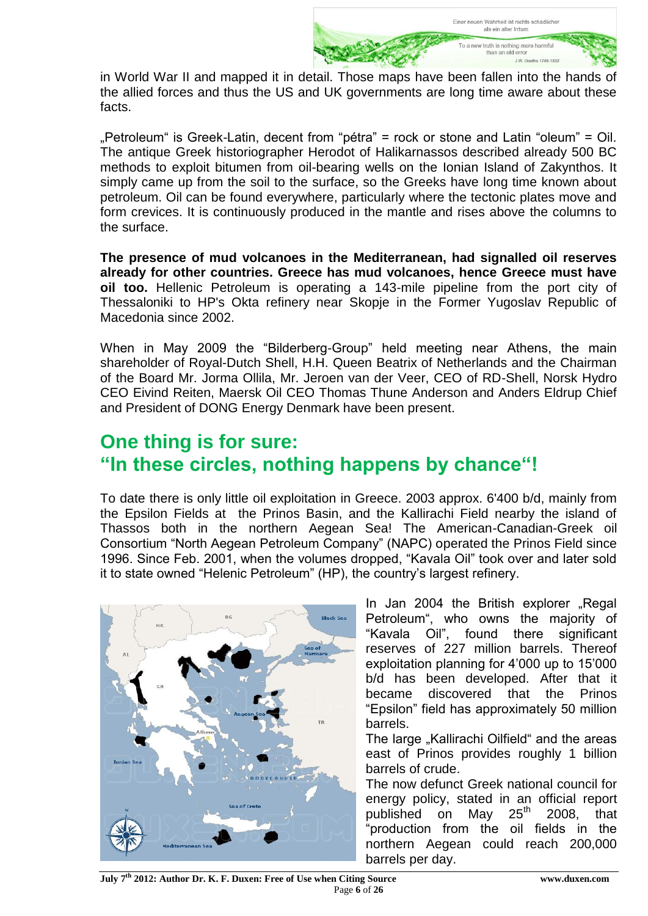in World War II and mapped it in detail. Those maps have been fallen into the hands of the allied forces and thus the US and UK governments are long time aware about these facts.

„Petroleum" is Greek-Latin, decent from "pétra" = rock or stone and Latin "oleum" = Oil. The antique Greek historiographer Herodot of Halikarnassos described already 500 BC methods to exploit bitumen from oil-bearing wells on the Ionian Island of Zakynthos. It simply came up from the soil to the surface, so the Greeks have long time known about petroleum. Oil can be found everywhere, particularly where the tectonic plates move and form crevices. It is continuously produced in the mantle and rises above the columns to the surface.

**The presence of mud volcanoes in the Mediterranean, had signalled oil reserves already for other countries. Greece has mud volcanoes, hence Greece must have oil too.** Hellenic Petroleum is operating a 143-mile pipeline from the port city of Thessaloniki to HP's Okta refinery near Skopje in the Former Yugoslav Republic of Macedonia since 2002.

When in May 2009 the "Bilderberg-Group" held meeting near Athens, the main shareholder of Royal-Dutch Shell, H.H. Queen Beatrix of Netherlands and the Chairman of the Board Mr. Jorma Ollila, Mr. Jeroen van der Veer, CEO of RD-Shell, Norsk Hydro CEO Eivind Reiten, Maersk Oil CEO Thomas Thune Anderson and Anders Eldrup Chief and President of DONG Energy Denmark have been present.

## One thing is for sure:
## "In these circles, nothing happens by chance"!

To date there is only little oil exploitation in Greece. 2003 approx. 6'400 b/d, mainly from the Epsilon Fields at the Prinos Basin, and the Kallirachi Field nearby the island of Thassos both in the northern Aegean Sea! The American-Canadian-Greek oil Consortium "North Aegean Petroleum Company" (NAPC) operated the Prinos Field since 1996. Since Feb. 2001, when the volumes dropped, "Kavala Oil" took over and later sold it to state owned "Helenic Petroleum" (HP), the country's largest refinery.

In Jan 2004 the British explorer „Regal Petroleum", who owns the majority of "Kavala Oil", found there significant reserves of 227 million barrels. Thereof exploitation planning for 4'000 up to 15'000 b/d has been developed. After that it became discovered that the Prinos "Epsilon" field has approximately 50 million barrels.

The large „Kallirachi Oilfield" and the areas east of Prinos provides roughly 1 billion barrels of crude.

The now defunct Greek national council for energy policy, stated in an official report published on May 25th 2008, that "production from the oil fields in the northern Aegean could reach 200,000 barrels per day.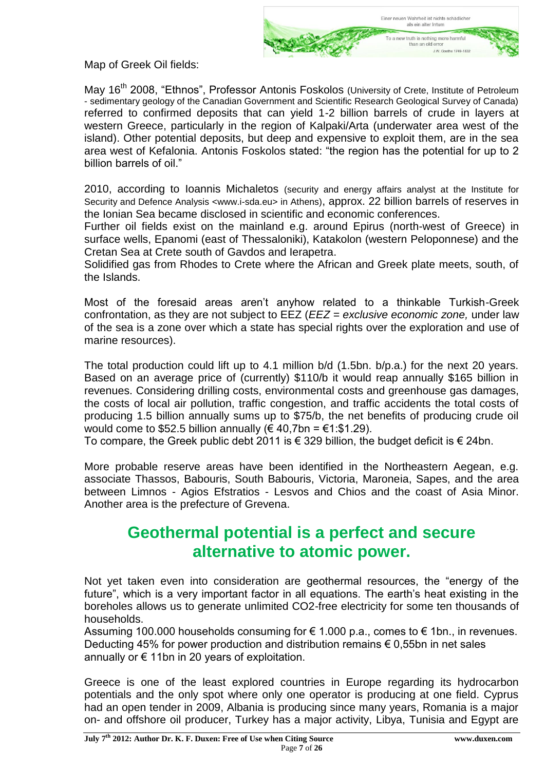Map of Greek Oil fields:

May 16th 2008, "Ethnos", Professor Antonis Foskolos (University of Crete, Institute of Petroleum - sedimentary geology of the Canadian Government and Scientific Research Geological Survey of Canada) referred to confirmed deposits that can yield 1-2 billion barrels of crude in layers at western Greece, particularly in the region of Kalpaki/Arta (underwater area west of the island). Other potential deposits, but deep and expensive to exploit them, are in the sea area west of Kefalonia. Antonis Foskolos stated: "the region has the potential for up to 2 billion barrels of oil."

2010, according to Ioannis Michaletos (security and energy affairs analyst at the Institute for Security and Defence Analysis <www.i-sda.eu> in Athens), approx. 22 billion barrels of reserves in the Ionian Sea became disclosed in scientific and economic conferences.
Further oil fields exist on the mainland e.g. around Epirus (north-west of Greece) in surface wells, Epanomi (east of Thessaloniki), Katakolon (western Peloponnese) and the Cretan Sea at Crete south of Gavdos and Ierapetra.
Solidified gas from Rhodes to Crete where the African and Greek plate meets, south, of the Islands.

Most of the foresaid areas aren't anyhow related to a thinkable Turkish-Greek confrontation, as they are not subject to EEZ (*EEZ = exclusive economic zone,* under law of the sea is a zone over which a state has special rights over the exploration and use of marine resources).

The total production could lift up to 4.1 million b/d (1.5bn. b/p.a.) for the next 20 years. Based on an average price of (currently) \$110/b it would reap annually \$165 billion in revenues. Considering drilling costs, environmental costs and greenhouse gas damages, the costs of local air pollution, traffic congestion, and traffic accidents the total costs of producing 1.5 billion annually sums up to \$75/b, the net benefits of producing crude oil would come to \$52.5 billion annually (€ 40,7bn = €1:\$1.29).
To compare, the Greek public debt 2011 is € 329 billion, the budget deficit is € 24bn.

More probable reserve areas have been identified in the Northeastern Aegean, e.g. associate Thassos, Babouris, South Babouris, Victoria, Maroneia, Sapes, and the area between Limnos - Agios Efstratios - Lesvos and Chios and the coast of Asia Minor. Another area is the prefecture of Grevena.

## Geothermal potential is a perfect and secure alternative to atomic power.

Not yet taken even into consideration are geothermal resources, the "energy of the future", which is a very important factor in all equations. The earth's heat existing in the boreholes allows us to generate unlimited CO2-free electricity for some ten thousands of households.
Assuming 100.000 households consuming for € 1.000 p.a., comes to € 1bn., in revenues. Deducting 45% for power production and distribution remains € 0,55bn in net sales annually or € 11bn in 20 years of exploitation.

Greece is one of the least explored countries in Europe regarding its hydrocarbon potentials and the only spot where only one operator is producing at one field. Cyprus had an open tender in 2009, Albania is producing since many years, Romania is a major on- and offshore oil producer, Turkey has a major activity, Libya, Tunisia and Egypt are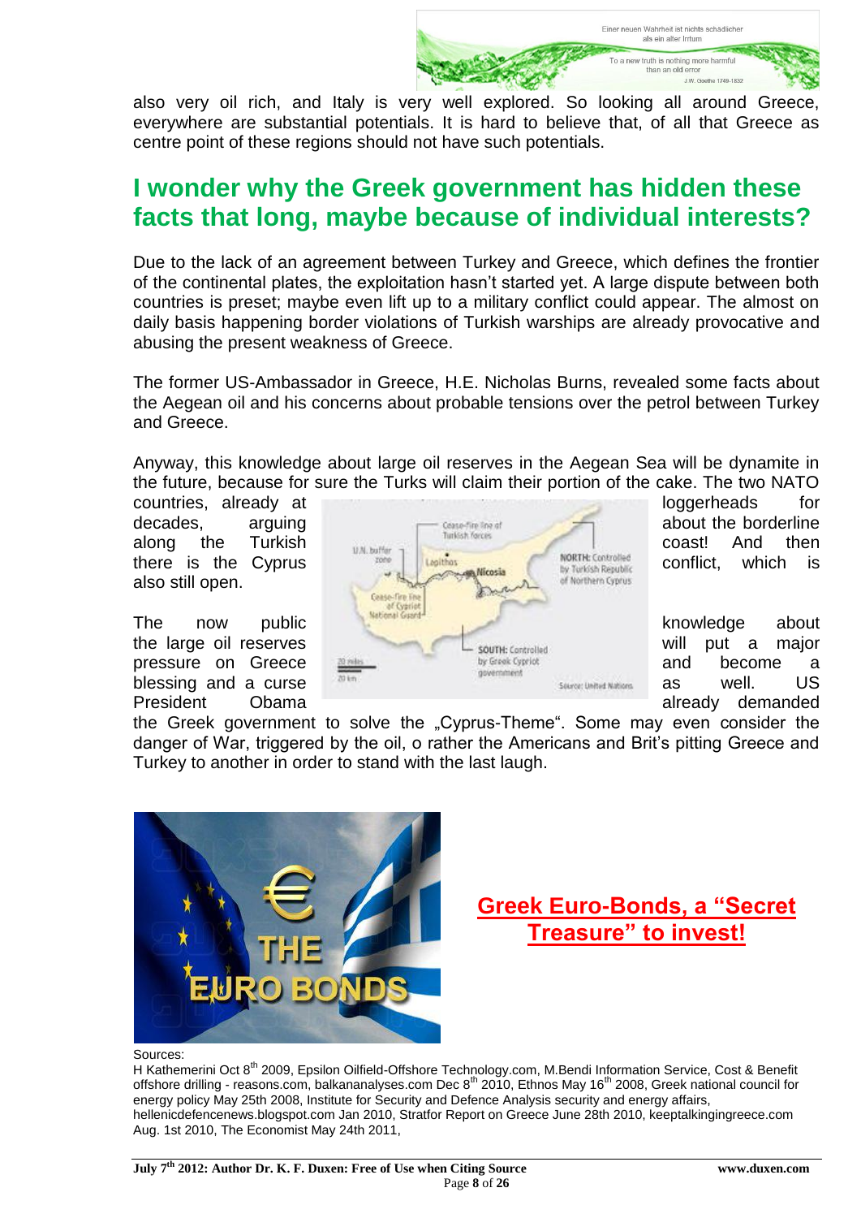also very oil rich, and Italy is very well explored. So looking all around Greece, everywhere are substantial potentials. It is hard to believe that, of all that Greece as centre point of these regions should not have such potentials.

## I wonder why the Greek government has hidden these facts that long, maybe because of individual interests?

Due to the lack of an agreement between Turkey and Greece, which defines the frontier of the continental plates, the exploitation hasn't started yet. A large dispute between both countries is preset; maybe even lift up to a military conflict could appear. The almost on daily basis happening border violations of Turkish warships are already provocative and abusing the present weakness of Greece.

The former US-Ambassador in Greece, H.E. Nicholas Burns, revealed some facts about the Aegean oil and his concerns about probable tensions over the petrol between Turkey and Greece.

Anyway, this knowledge about large oil reserves in the Aegean Sea will be dynamite in the future, because for sure the Turks will claim their portion of the cake. The two NATO countries, already at loggerheads for decades, arguing about the borderline along the Turkish coast! And then there is the Cyprus conflict, which is also still open.

The now public knowledge about the large oil reserves will put a major pressure on Greece and become a blessing and a curse as well. US President Obama already demanded the Greek government to solve the „Cyprus-Theme". Some may even consider the danger of War, triggered by the oil, o rather the Americans and Brit's pitting Greece and Turkey to another in order to stand with the last laugh.

**Greek Euro-Bonds, a "Secret Treasure" to invest!**

Sources:
H Kathemerini Oct 8th 2009, Epsilon Oilfield-Offshore Technology.com, M.Bendi Information Service, Cost & Benefit offshore drilling - reasons.com, balkananalyses.com Dec 8th 2010, Ethnos May 16th 2008, Greek national council for energy policy May 25th 2008, Institute for Security and Defence Analysis security and energy affairs, hellenicdefencenews.blogspot.com Jan 2010, Stratfor Report on Greece June 28th 2010, keeptalkingingreece.com Aug. 1st 2010, The Economist May 24th 2011,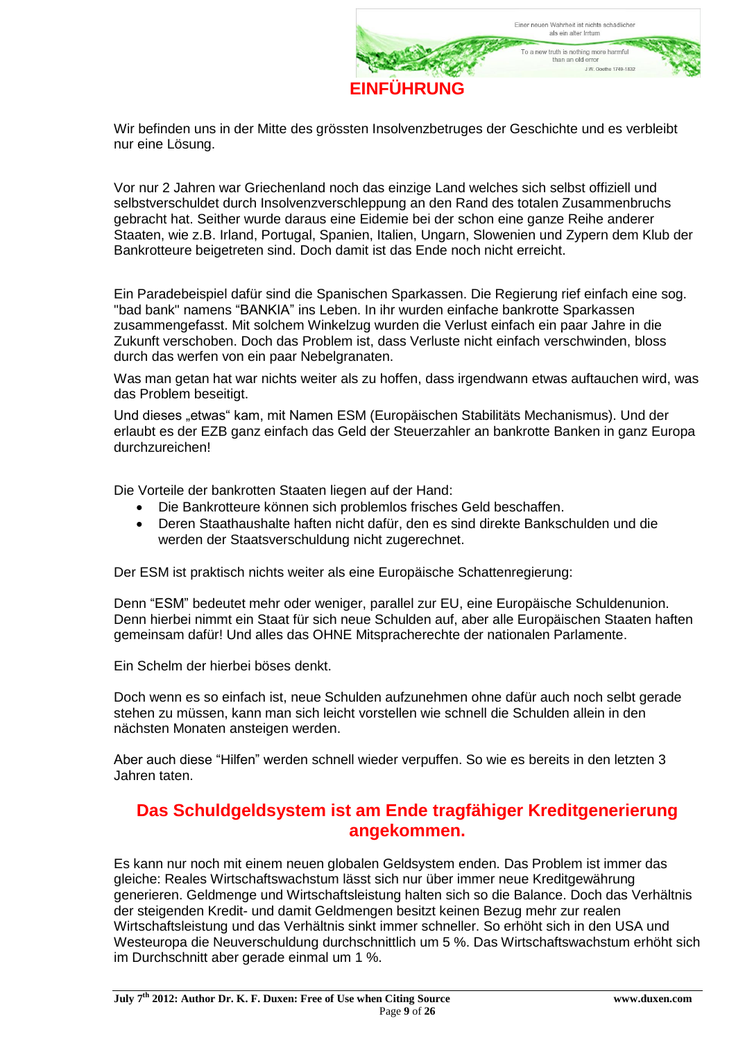# EINFÜHRUNG

Wir befinden uns in der Mitte des grössten Insolvenzbetruges der Geschichte und es verbleibt nur eine Lösung.

Vor nur 2 Jahren war Griechenland noch das einzige Land welches sich selbst offiziell und selbstverschuldet durch Insolvenzverschleppung an den Rand des totalen Zusammenbruchs gebracht hat. Seither wurde daraus eine Eidemie bei der schon eine ganze Reihe anderer Staaten, wie z.B. Irland, Portugal, Spanien, Italien, Ungarn, Slowenien und Zypern dem Klub der Bankrotteure beigetreten sind. Doch damit ist das Ende noch nicht erreicht.

Ein Paradebeispiel dafür sind die Spanischen Sparkassen. Die Regierung rief einfach eine sog. "bad bank" namens "BANKIA" ins Leben. In ihr wurden einfache bankrotte Sparkassen zusammengefasst. Mit solchem Winkelzug wurden die Verlust einfach ein paar Jahre in die Zukunft verschoben. Doch das Problem ist, dass Verluste nicht einfach verschwinden, bloss durch das werfen von ein paar Nebelgranaten.

Was man getan hat war nichts weiter als zu hoffen, dass irgendwann etwas auftauchen wird, was das Problem beseitigt.

Und dieses „etwas" kam, mit Namen ESM (Europäischen Stabilitäts Mechanismus). Und der erlaubt es der EZB ganz einfach das Geld der Steuerzahler an bankrotte Banken in ganz Europa durchzureichen!

Die Vorteile der bankrotten Staaten liegen auf der Hand:

- Die Bankrotteure können sich problemlos frisches Geld beschaffen.
- Deren Staathaushalte haften nicht dafür, den es sind direkte Bankschulden und die werden der Staatsverschuldung nicht zugerechnet.

Der ESM ist praktisch nichts weiter als eine Europäische Schattenregierung:

Denn "ESM" bedeutet mehr oder weniger, parallel zur EU, eine Europäische Schuldenunion. Denn hierbei nimmt ein Staat für sich neue Schulden auf, aber alle Europäischen Staaten haften gemeinsam dafür! Und alles das OHNE Mitspracherechte der nationalen Parlamente.

Ein Schelm der hierbei böses denkt.

Doch wenn es so einfach ist, neue Schulden aufzunehmen ohne dafür auch noch selbt gerade stehen zu müssen, kann man sich leicht vorstellen wie schnell die Schulden allein in den nächsten Monaten ansteigen werden.

Aber auch diese "Hilfen" werden schnell wieder verpuffen. So wie es bereits in den letzten 3 Jahren taten.

## Das Schuldgeldsystem ist am Ende tragfähiger Kreditgenerierung angekommen.

Es kann nur noch mit einem neuen globalen Geldsystem enden. Das Problem ist immer das gleiche: Reales Wirtschaftswachstum lässt sich nur über immer neue Kreditgewährung generieren. Geldmenge und Wirtschaftsleistung halten sich so die Balance. Doch das Verhältnis der steigenden Kredit- und damit Geldmengen besitzt keinen Bezug mehr zur realen Wirtschaftsleistung und das Verhältnis sinkt immer schneller. So erhöht sich in den USA und Westeuropa die Neuverschuldung durchschnittlich um 5 %. Das Wirtschaftswachstum erhöht sich im Durchschnitt aber gerade einmal um 1 %.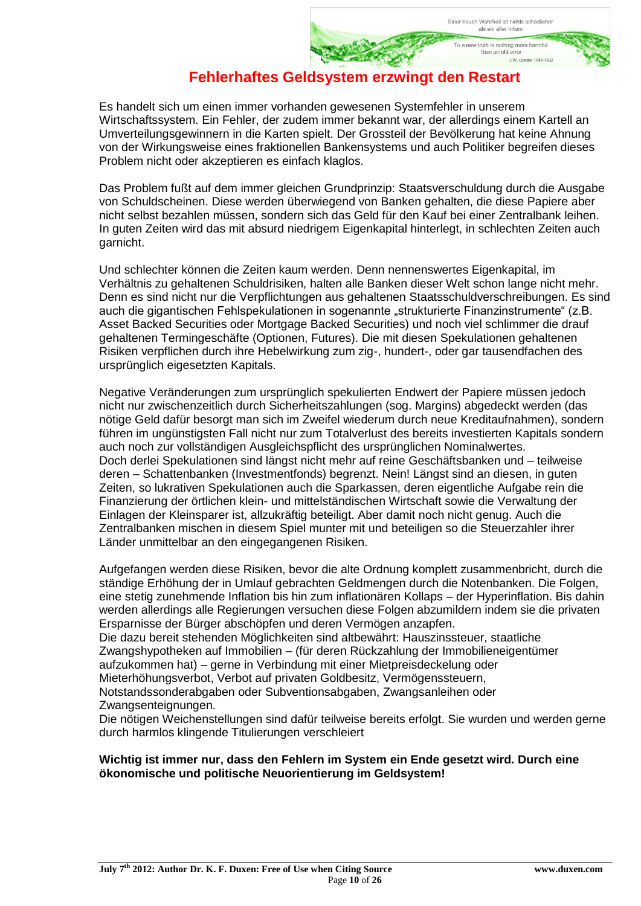# Fehlerhaftes Geldsystem erzwingt den Restart

Es handelt sich um einen immer vorhanden gewesenen Systemfehler in unserem Wirtschaftssystem. Ein Fehler, der zudem immer bekannt war, der allerdings einem Kartell an Umverteilungsgewinnern in die Karten spielt. Der Grossteil der Bevölkerung hat keine Ahnung von der Wirkungsweise eines fraktionellen Bankensystems und auch Politiker begreifen dieses Problem nicht oder akzeptieren es einfach klaglos.

Das Problem fußt auf dem immer gleichen Grundprinzip: Staatsverschuldung durch die Ausgabe von Schuldscheinen. Diese werden überwiegend von Banken gehalten, die diese Papiere aber nicht selbst bezahlen müssen, sondern sich das Geld für den Kauf bei einer Zentralbank leihen. In guten Zeiten wird das mit absurd niedrigem Eigenkapital hinterlegt, in schlechten Zeiten auch garnicht.

Und schlechter können die Zeiten kaum werden. Denn nennenswertes Eigenkapital, im Verhältnis zu gehaltenen Schuldrisiken, halten alle Banken dieser Welt schon lange nicht mehr. Denn es sind nicht nur die Verpflichtungen aus gehaltenen Staatsschuldverschreibungen. Es sind auch die gigantischen Fehlspekulationen in sogenannte „strukturierte Finanzinstrumente" (z.B. Asset Backed Securities oder Mortgage Backed Securities) und noch viel schlimmer die drauf gehaltenen Termingeschäfte (Optionen, Futures). Die mit diesen Spekulationen gehaltenen Risiken verpflichen durch ihre Hebelwirkung zum zig-, hundert-, oder gar tausendfachen des ursprünglich eigesetzten Kapitals.

Negative Veränderungen zum ursprünglich spekulierten Endwert der Papiere müssen jedoch nicht nur zwischenzeitlich durch Sicherheitszahlungen (sog. Margins) abgedeckt werden (das nötige Geld dafür besorgt man sich im Zweifel wiederum durch neue Kreditaufnahmen), sondern führen im ungünstigsten Fall nicht nur zum Totalverlust des bereits investierten Kapitals sondern auch noch zur vollständigen Ausgleichspflicht des ursprünglichen Nominalwertes.
Doch derlei Spekulationen sind längst nicht mehr auf reine Geschäftsbanken und – teilweise deren – Schattenbanken (Investmentfonds) begrenzt. Nein! Längst sind an diesen, in guten Zeiten, so lukrativen Spekulationen auch die Sparkassen, deren eigentliche Aufgabe rein die Finanzierung der örtlichen klein- und mittelständischen Wirtschaft sowie die Verwaltung der Einlagen der Kleinsparer ist, allzukräftig beteiligt. Aber damit noch nicht genug. Auch die Zentralbanken mischen in diesem Spiel munter mit und beteiligen so die Steuerzahler ihrer Länder unmittelbar an den eingegangenen Risiken.

Aufgefangen werden diese Risiken, bevor die alte Ordnung komplett zusammenbricht, durch die ständige Erhöhung der in Umlauf gebrachten Geldmengen durch die Notenbanken. Die Folgen, eine stetig zunehmende Inflation bis hin zum inflationären Kollaps – der Hyperinflation. Bis dahin werden allerdings alle Regierungen versuchen diese Folgen abzumildern indem sie die privaten Ersparnisse der Bürger abschöpfen und deren Vermögen anzapfen.
Die dazu bereit stehenden Möglichkeiten sind altbewährt: Hauszinssteuer, staatliche Zwangshypotheken auf Immobilien – (für deren Rückzahlung der Immobilieneigentümer aufzukommen hat) – gerne in Verbindung mit einer Mietpreisdeckelung oder Mieterhöhungsverbot, Verbot auf privaten Goldbesitz, Vermögenssteuern, Notstandssonderabgaben oder Subventionsabgaben, Zwangsanleihen oder Zwangsenteignungen.
Die nötigen Weichenstellungen sind dafür teilweise bereits erfolgt. Sie wurden und werden gerne durch harmlos klingende Titulierungen verschleiert

**Wichtig ist immer nur, dass den Fehlern im System ein Ende gesetzt wird. Durch eine ökonomische und politische Neuorientierung im Geldsystem!**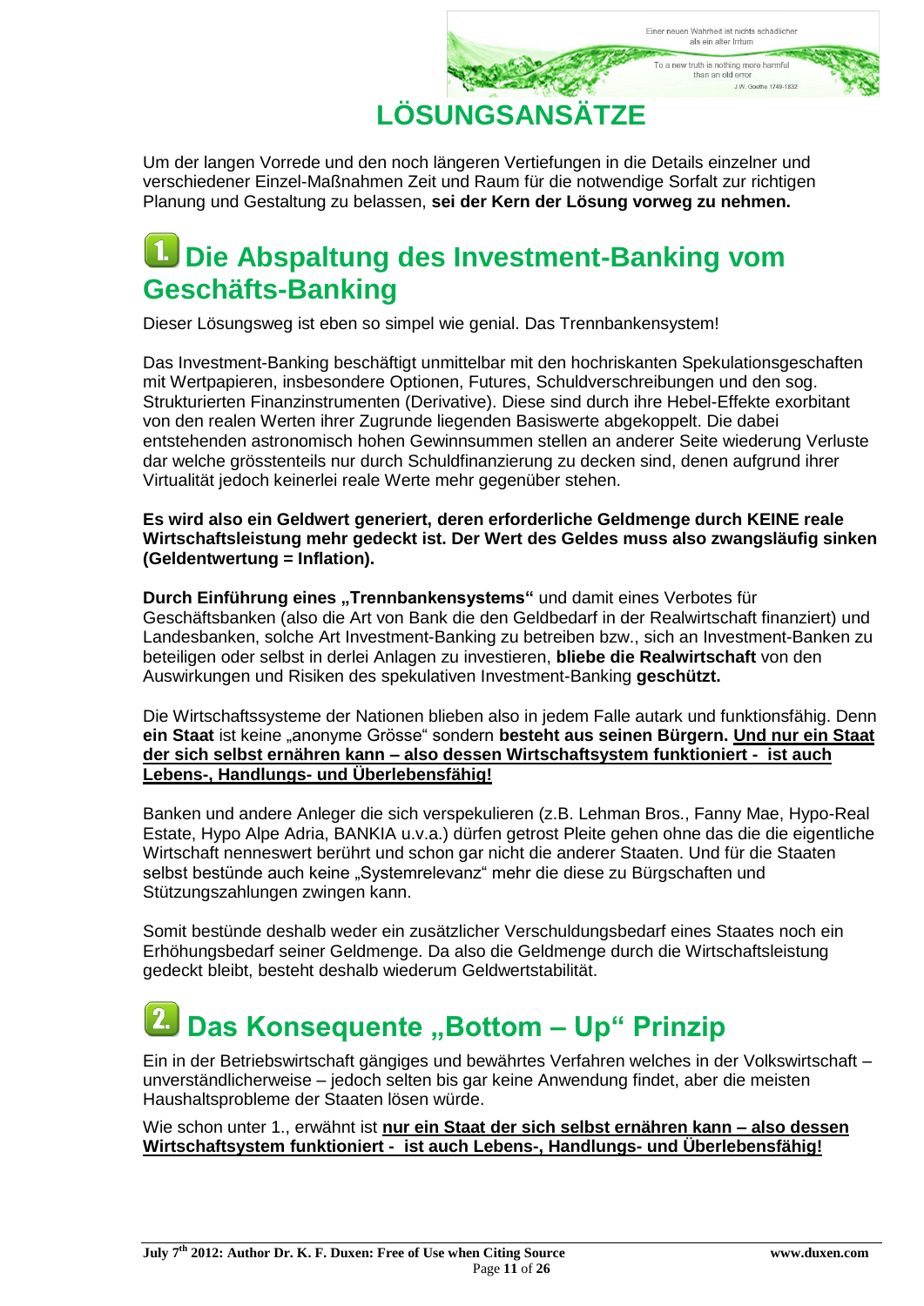# LÖSUNGSANSÄTZE

Um der langen Vorrede und den noch längeren Vertiefungen in die Details einzelner und verschiedener Einzel-Maßnahmen Zeit und Raum für die notwendige Sorfalt zur richtigen Planung und Gestaltung zu belassen, **sei der Kern der Lösung vorweg zu nehmen.**

## 1. Die Abspaltung des Investment-Banking vom Geschäfts-Banking

Dieser Lösungsweg ist eben so simpel wie genial. Das Trennbankensystem!

Das Investment-Banking beschäftigt unmittelbar mit den hochriskanten Spekulationsgeschaften mit Wertpapieren, insbesondere Optionen, Futures, Schuldverschreibungen und den sog. Strukturierten Finanzinstrumenten (Derivative). Diese sind durch ihre Hebel-Effekte exorbitant von den realen Werten ihrer Zugrunde liegenden Basiswerte abgekoppelt. Die dabei entstehenden astronomisch hohen Gewinnsummen stellen an anderer Seite wiederung Verluste dar welche grösstenteils nur durch Schuldfinanzierung zu decken sind, denen aufgrund ihrer Virtualität jedoch keinerlei reale Werte mehr gegenüber stehen.

**Es wird also ein Geldwert generiert, deren erforderliche Geldmenge durch KEINE reale Wirtschaftsleistung mehr gedeckt ist. Der Wert des Geldes muss also zwangsläufig sinken (Geldentwertung = Inflation).**

**Durch Einführung eines „Trennbankensystems"** und damit eines Verbotes für Geschäftsbanken (also die Art von Bank die den Geldbedarf in der Realwirtschaft finanziert) und Landesbanken, solche Art Investment-Banking zu betreiben bzw., sich an Investment-Banken zu beteiligen oder selbst in derlei Anlagen zu investieren, **bliebe die Realwirtschaft** von den Auswirkungen und Risiken des spekulativen Investment-Banking **geschützt.**

Die Wirtschaftssysteme der Nationen blieben also in jedem Falle autark und funktionsfähig. Denn **ein Staat** ist keine „anonyme Grösse" sondern **besteht aus seinen Bürgern. Und nur ein Staat der sich selbst ernähren kann – also dessen Wirtschaftsystem funktioniert - ist auch Lebens-, Handlungs- und Überlebensfähig!**

Banken und andere Anleger die sich verspekulieren (z.B. Lehman Bros., Fanny Mae, Hypo-Real Estate, Hypo Alpe Adria, BANKIA u.v.a.) dürfen getrost Pleite gehen ohne das die eigentliche Wirtschaft nenneswert berührt und schon gar nicht die anderer Staaten. Und für die Staaten selbst bestünde auch keine „Systemrelevanz" mehr die diese zu Bürgschaften und Stützungszahlungen zwingen kann.

Somit bestünde deshalb weder ein zusätzlicher Verschuldungsbedarf eines Staates noch ein Erhöhungsbedarf seiner Geldmenge. Da also die Geldmenge durch die Wirtschaftsleistung gedeckt bleibt, besteht deshalb wiederum Geldwertstabilität.

## 2. Das Konsequente „Bottom – Up" Prinzip

Ein in der Betriebswirtschaft gängiges und bewährtes Verfahren welches in der Volkswirtschaft – unverständlicherweise – jedoch selten bis gar keine Anwendung findet, aber die meisten Haushaltsprobleme der Staaten lösen würde.

Wie schon unter 1., erwähnt ist **nur ein Staat der sich selbst ernähren kann – also dessen Wirtschaftsystem funktioniert - ist auch Lebens-, Handlungs- und Überlebensfähig!**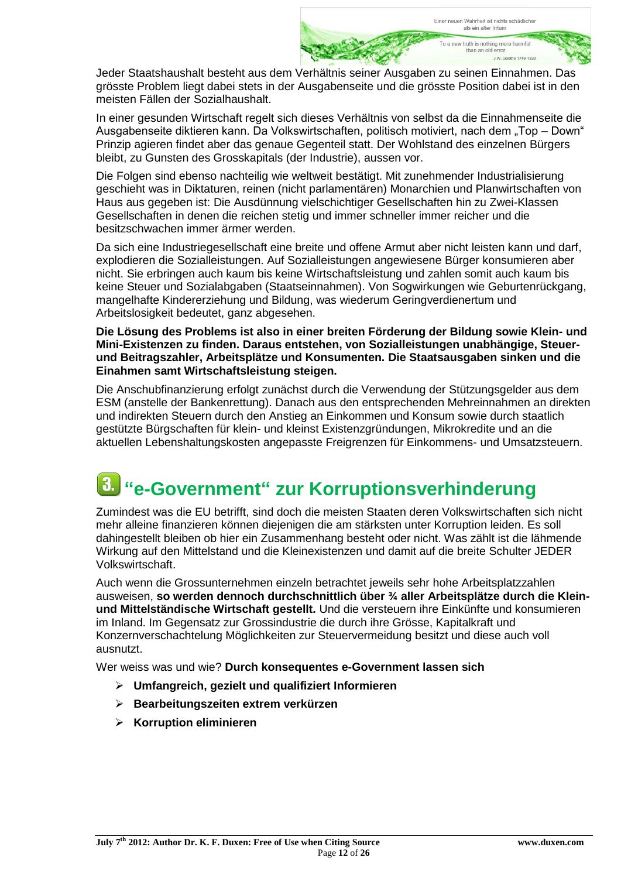Jeder Staatshaushalt besteht aus dem Verhältnis seiner Ausgaben zu seinen Einnahmen. Das grösste Problem liegt dabei stets in der Ausgabenseite und die grösste Position dabei ist in den meisten Fällen der Sozialhaushalt.

In einer gesunden Wirtschaft regelt sich dieses Verhältnis von selbst da die Einnahmenseite die Ausgabenseite diktieren kann. Da Volkswirtschaften, politisch motiviert, nach dem „Top – Down“ Prinzip agieren findet aber das genaue Gegenteil statt. Der Wohlstand des einzelnen Bürgers bleibt, zu Gunsten des Grosskapitals (der Industrie), aussen vor.

Die Folgen sind ebenso nachteilig wie weltweit bestätigt. Mit zunehmender Industrialisierung geschieht was in Diktaturen, reinen (nicht parlamentären) Monarchien und Planwirtschaften von Haus aus gegeben ist: Die Ausdünnung vielschichtiger Gesellschaften hin zu Zwei-Klassen Gesellschaften in denen die reichen stetig und immer schneller immer reicher und die besitzschwachen immer ärmer werden.

Da sich eine Industriegesellschaft eine breite und offene Armut aber nicht leisten kann und darf, explodieren die Sozialleistungen. Auf Sozialleistungen angewiesene Bürger konsumieren aber nicht. Sie erbringen auch kaum bis keine Wirtschaftsleistung und zahlen somit auch kaum bis keine Steuer und Sozialabgaben (Staatseinnahmen). Von Sogwirkungen wie Geburtenrückgang, mangelhafte Kindererziehung und Bildung, was wiederum Geringverdienertum und Arbeitslosigkeit bedeutet, ganz abgesehen.

**Die Lösung des Problems ist also in einer breiten Förderung der Bildung sowie Klein- und Mini-Existenzen zu finden. Daraus entstehen, von Sozialleistungen unabhängige, Steuer- und Beitragszahler, Arbeitsplätze und Konsumenten. Die Staatsausgaben sinken und die Einahmen samt Wirtschaftsleistung steigen.**

Die Anschubfinanzierung erfolgt zunächst durch die Verwendung der Stützungsgelder aus dem ESM (anstelle der Bankenrettung). Danach aus den entsprechenden Mehreinnahmen an direkten und indirekten Steuern durch den Anstieg an Einkommen und Konsum sowie durch staatlich gestützte Bürgschaften für klein- und kleinst Existenzgründungen, Mikrokredite und an die aktuellen Lebenshaltungskosten angepasste Freigrenzen für Einkommens- und Umsatzsteuern.

## 3. “e-Government“ zur Korruptionsverhinderung

Zumindest was die EU betrifft, sind doch die meisten Staaten deren Volkswirtschaften sich nicht mehr alleine finanzieren können diejenigen die am stärksten unter Korruption leiden. Es soll dahingestellt bleiben ob hier ein Zusammenhang besteht oder nicht. Was zählt ist die lähmende Wirkung auf den Mittelstand und die Kleinexistenzen und damit auf die breite Schulter JEDER Volkswirtschaft.

Auch wenn die Grossunternehmen einzeln betrachtet jeweils sehr hohe Arbeitsplatzzahlen ausweisen, **so werden dennoch durchschnittlich über ¾ aller Arbeitsplätze durch die Klein- und Mittelständische Wirtschaft gestellt.** Und die versteuern ihre Einkünfte und konsumieren im Inland. Im Gegensatz zur Grossindustrie die durch ihre Grösse, Kapitalkraft und Konzernverschachtelung Möglichkeiten zur Steuervermeidung besitzt und diese auch voll ausnutzt.

Wer weiss was und wie? **Durch konsequentes e-Government lassen sich**

- **Umfangreich, gezielt und qualifiziert Informieren**
- **Bearbeitungszeiten extrem verkürzen**
- **Korruption eliminieren**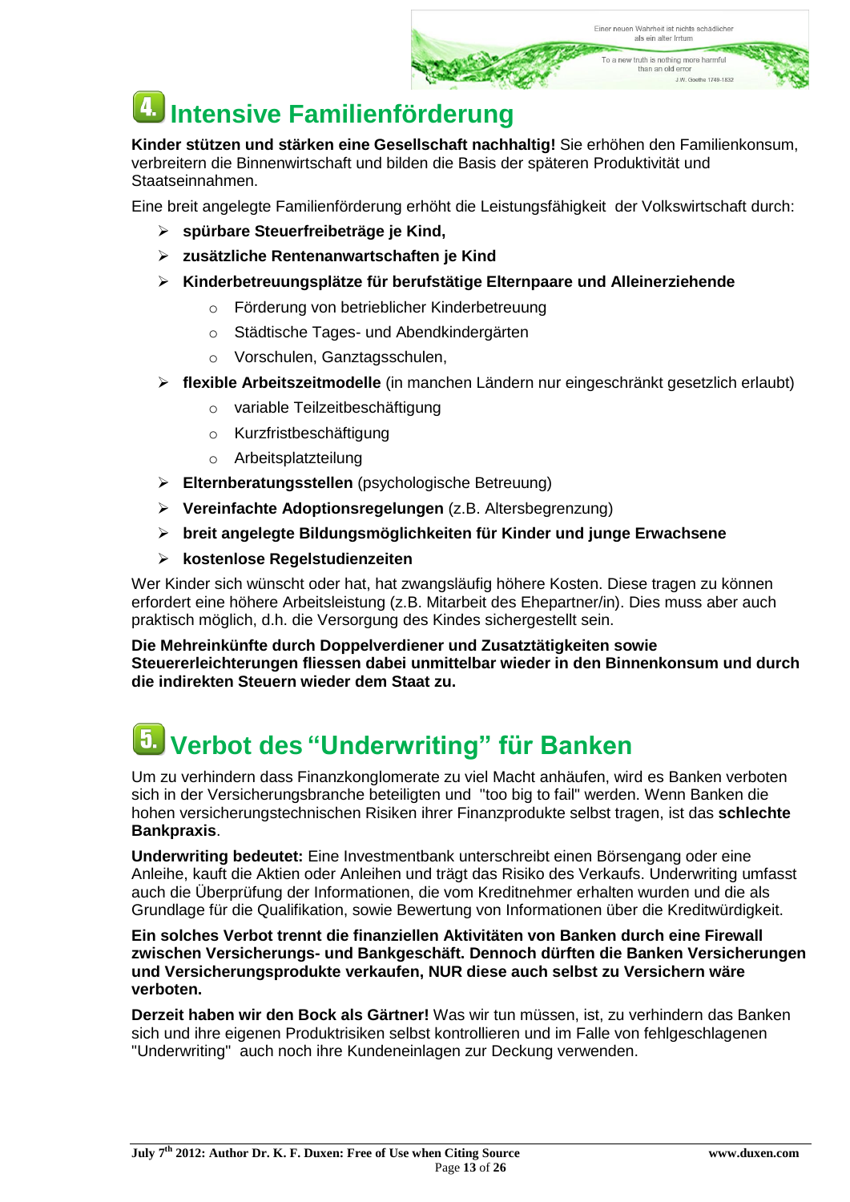# 4. Intensive Familienförderung

**Kinder stützen und stärken eine Gesellschaft nachhaltig!** Sie erhöhen den Familienkonsum, verbreitern die Binnenwirtschaft und bilden die Basis der späteren Produktivität und Staatseinnahmen.

Eine breit angelegte Familienförderung erhöht die Leistungsfähigkeit der Volkswirtschaft durch:

- **spürbare Steuerfreibeträge je Kind,**
- **zusätzliche Rentenanwartschaften je Kind**
- **Kinderbetreuungsplätze für berufstätige Elternpaare und Alleinerziehende**
    - Förderung von betrieblicher Kinderbetreuung
    - Städtische Tages- und Abendkindergärten
    - Vorschulen, Ganztagsschulen,
- **flexible Arbeitszeitmodelle** (in manchen Ländern nur eingeschränkt gesetzlich erlaubt)
    - variable Teilzeitbeschäftigung
    - Kurzfristbeschäftigung
    - Arbeitsplatzteilung
- **Elternberatungsstellen** (psychologische Betreuung)
- **Vereinfachte Adoptionsregelungen** (z.B. Altersbegrenzung)
- **breit angelegte Bildungsmöglichkeiten für Kinder und junge Erwachsene**
- **kostenlose Regelstudienzeiten**

Wer Kinder sich wünscht oder hat, hat zwangsläufig höhere Kosten. Diese tragen zu können erfordert eine höhere Arbeitsleistung (z.B. Mitarbeit des Ehepartner/in). Dies muss aber auch praktisch möglich, d.h. die Versorgung des Kindes sichergestellt sein.

**Die Mehreinkünfte durch Doppelverdiener und Zusatztätigkeiten sowie Steuererleichterungen fliessen dabei unmittelbar wieder in den Binnenkonsum und durch die indirekten Steuern wieder dem Staat zu.**

# 5. Verbot des "Underwriting" für Banken

Um zu verhindern dass Finanzkonglomerate zu viel Macht anhäufen, wird es Banken verboten sich in der Versicherungsbranche beteiligten und "too big to fail" werden. Wenn Banken die hohen versicherungstechnischen Risiken ihrer Finanzprodukte selbst tragen, ist das **schlechte Bankpraxis**.

**Underwriting bedeutet:** Eine Investmentbank unterschreibt einen Börsengang oder eine Anleihe, kauft die Aktien oder Anleihen und trägt das Risiko des Verkaufs. Underwriting umfasst auch die Überprüfung der Informationen, die vom Kreditnehmer erhalten wurden und die als Grundlage für die Qualifikation, sowie Bewertung von Informationen über die Kreditwürdigkeit.

**Ein solches Verbot trennt die finanziellen Aktivitäten von Banken durch eine Firewall zwischen Versicherungs- und Bankgeschäft. Dennoch dürften die Banken Versicherungen und Versicherungsprodukte verkaufen, NUR diese auch selbst zu Versichern wäre verboten.**

**Derzeit haben wir den Bock als Gärtner!** Was wir tun müssen, ist, zu verhindern das Banken sich und ihre eigenen Produktrisiken selbst kontrollieren und im Falle von fehlgeschlagenen "Underwriting" auch noch ihre Kundeneinlagen zur Deckung verwenden.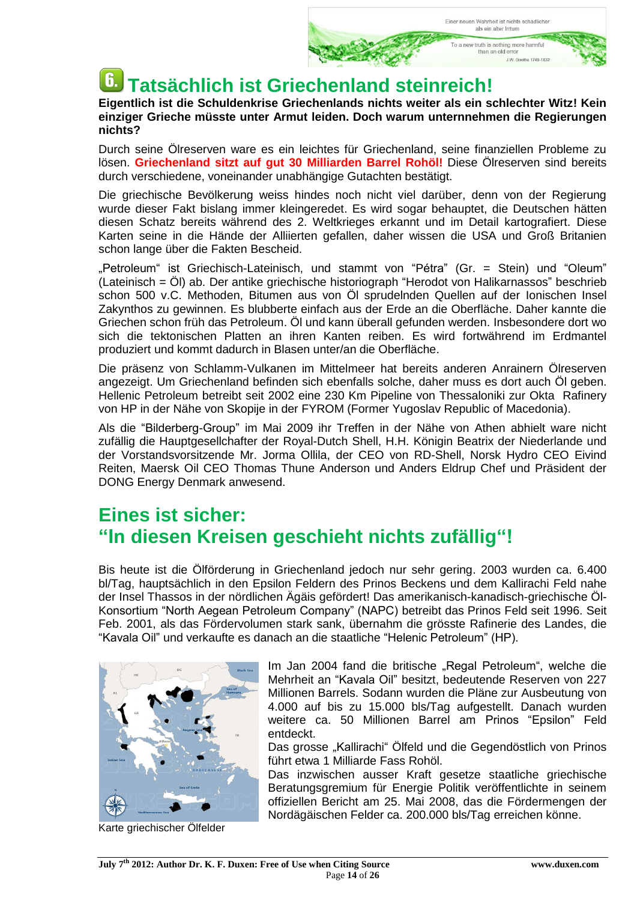# 6. Tatsächlich ist Griechenland steinreich!

**Eigentlich ist die Schuldenkrise Griechenlands nichts weiter als ein schlechter Witz! Kein einziger Grieche müsste unter Armut leiden. Doch warum unternnehmen die Regierungen nichts?**

Durch seine Ölreserven ware es ein leichtes für Griechenland, seine finanziellen Probleme zu lösen. **Griechenland sitzt auf gut 30 Milliarden Barrel Rohöl!** Diese Ölreserven sind bereits durch verschiedene, voneinander unabhängige Gutachten bestätigt.

Die griechische Bevölkerung weiss hindes noch nicht viel darüber, denn von der Regierung wurde dieser Fakt bislang immer kleingeredet. Es wird sogar behauptet, die Deutschen hätten diesen Schatz bereits während des 2. Weltkrieges erkannt und im Detail kartografiert. Diese Karten seine in die Hände der Alliierten gefallen, daher wissen die USA und Groß Britanien schon lange über die Fakten Bescheid.

„Petroleum“ ist Griechisch-Lateinisch, und stammt von “Pétra” (Gr. = Stein) und “Oleum” (Lateinisch = Öl) ab. Der antike griechische historiograph “Herodot von Halikarnassos” beschrieb schon 500 v.C. Methoden, Bitumen aus von Öl sprudelnden Quellen auf der Ionischen Insel Zakynthos zu gewinnen. Es blubberte einfach aus der Erde an die Oberfläche. Daher kannte die Griechen schon früh das Petroleum. Öl und kann überall gefunden werden. Insbesondere dort wo sich die tektonischen Platten an ihren Kanten reiben. Es wird fortwährend im Erdmantel produziert und kommt dadurch in Blasen unter/an die Oberfläche.

Die präsenz von Schlamm-Vulkanen im Mittelmeer hat bereits anderen Anrainern Ölreserven angezeigt. Um Griechenland befinden sich ebenfalls solche, daher muss es dort auch Öl geben. Hellenic Petroleum betreibt seit 2002 eine 230 Km Pipeline von Thessaloniki zur Okta Rafinery von HP in der Nähe von Skopije in der FYROM (Former Yugoslav Republic of Macedonia).

Als die “Bilderberg-Group” im Mai 2009 ihr Treffen in der Nähe von Athen abhielt ware nicht zufällig die Hauptgesellschafter der Royal-Dutch Shell, H.H. Königin Beatrix der Niederlande und der Vorstandsvorsitzende Mr. Jorma Ollila, der CEO von RD-Shell, Norsk Hydro CEO Eivind Reiten, Maersk Oil CEO Thomas Thune Anderson und Anders Eldrup Chef und Präsident der DONG Energy Denmark anwesend.

## Eines ist sicher:
## “In diesen Kreisen geschieht nichts zufällig“!

Bis heute ist die Ölförderung in Griechenland jedoch nur sehr gering. 2003 wurden ca. 6.400 bl/Tag, hauptsächlich in den Epsilon Feldern des Prinos Beckens und dem Kallirachi Feld nahe der Insel Thassos in der nördlichen Ägäis gefördert! Das amerikanisch-kanadisch-griechische Öl-Konsortium “North Aegean Petroleum Company” (NAPC) betreibt das Prinos Feld seit 1996. Seit Feb. 2001, als das Fördervolumen stark sank, übernahm die grösste Rafinerie des Landes, die “Kavala Oil” und verkaufte es danach an die staatliche “Helenic Petroleum” (HP).

Karte griechischer Ölfelder

Im Jan 2004 fand die britische „Regal Petroleum“, welche die Mehrheit an “Kavala Oil” besitzt, bedeutende Reserven von 227 Millionen Barrels. Sodann wurden die Pläne zur Ausbeutung von 4.000 auf bis zu 15.000 bls/Tag aufgestellt. Danach wurden weitere ca. 50 Millionen Barrel am Prinos “Epsilon” Feld entdeckt.

Das grosse „Kallirachi“ Ölfeld und die Gegendöstlich von Prinos führt etwa 1 Milliarde Fass Rohöl.

Das inzwischen ausser Kraft gesetze staatliche griechische Beratungsgremium für Energie Politik veröffentlichte in seinem offiziellen Bericht am 25. Mai 2008, das die Fördermengen der Nordägäischen Felder ca. 200.000 bls/Tag erreichen könne.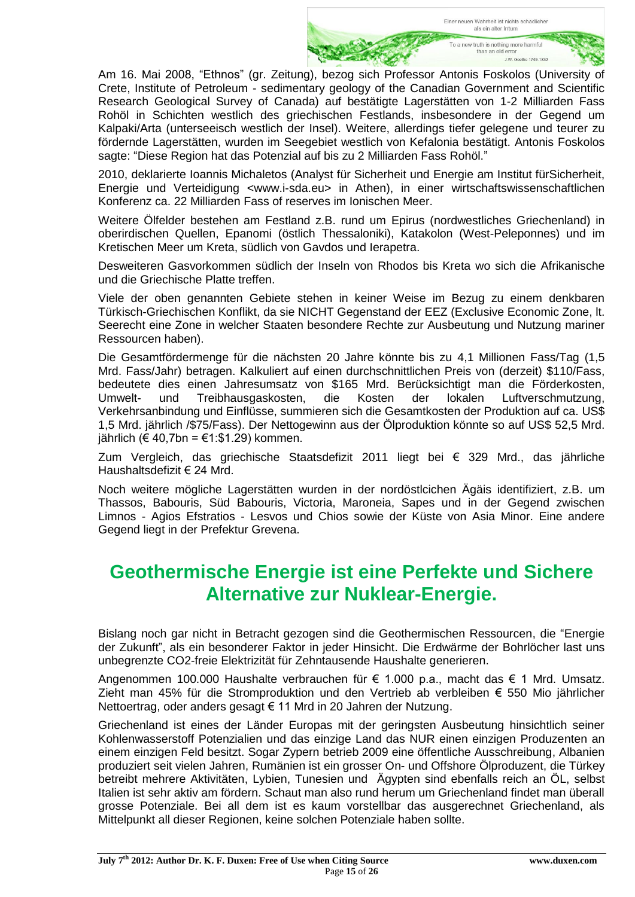Am 16. Mai 2008, "Ethnos" (gr. Zeitung), bezog sich Professor Antonis Foskolos (University of Crete, Institute of Petroleum - sedimentary geology of the Canadian Government and Scientific Research Geological Survey of Canada) auf bestätigte Lagerstätten von 1-2 Milliarden Fass Rohöl in Schichten westlich des griechischen Festlands, insbesondere in der Gegend um Kalpaki/Arta (unterseeisch westlich der Insel). Weitere, allerdings tiefer gelegene und teurer zu fördernde Lagerstätten, wurden im Seegebiet westlich von Kefalonia bestätigt. Antonis Foskolos sagte: "Diese Region hat das Potenzial auf bis zu 2 Milliarden Fass Rohöl."

2010, deklarierte Ioannis Michaletos (Analyst für Sicherheit und Energie am Institut fürSicherheit, Energie und Verteidigung <www.i-sda.eu> in Athen), in einer wirtschaftswissenschaftlichen Konferenz ca. 22 Milliarden Fass of reserves im Ionischen Meer.

Weitere Ölfelder bestehen am Festland z.B. rund um Epirus (nordwestliches Griechenland) in oberirdischen Quellen, Epanomi (östlich Thessaloniki), Katakolon (West-Peleponnes) und im Kretischen Meer um Kreta, südlich von Gavdos und Ierapetra.

Desweiteren Gasvorkommen südlich der Inseln von Rhodos bis Kreta wo sich die Afrikanische und die Griechische Platte treffen.

Viele der oben genannten Gebiete stehen in keiner Weise im Bezug zu einem denkbaren Türkisch-Griechischen Konflikt, da sie NICHT Gegenstand der EEZ (Exclusive Economic Zone, lt. Seerecht eine Zone in welcher Staaten besondere Rechte zur Ausbeutung und Nutzung mariner Ressourcen haben).

Die Gesamtfördermenge für die nächsten 20 Jahre könnte bis zu 4,1 Millionen Fass/Tag (1,5 Mrd. Fass/Jahr) betragen. Kalkuliert auf einen durchschnittlichen Preis von (derzeit) $110/Fass, bedeutete dies einen Jahresumsatz von $165 Mrd. Berücksichtigt man die Förderkosten, Umwelt- und Treibhausgaskosten, die Kosten der lokalen Luftverschmutzung, Verkehrsanbindung und Einflüsse, summieren sich die Gesamtkosten der Produktion auf ca. US$ 1,5 Mrd. jährlich /$75/Fass). Der Nettogewinn aus der Ölproduktion könnte so auf US$ 52,5 Mrd. jährlich (€ 40,7bn = €1:$1.29) kommen.

Zum Vergleich, das griechische Staatsdefizit 2011 liegt bei € 329 Mrd., das jährliche Haushaltsdefizit € 24 Mrd.

Noch weitere mögliche Lagerstätten wurden in der nordöstlcichen Ägäis identifiziert, z.B. um Thassos, Babouris, Süd Babouris, Victoria, Maroneia, Sapes und in der Gegend zwischen Limnos - Agios Efstratios - Lesvos und Chios sowie der Küste von Asia Minor. Eine andere Gegend liegt in der Prefektur Grevena.

## Geothermische Energie ist eine Perfekte und Sichere Alternative zur Nuklear-Energie.

Bislang noch gar nicht in Betracht gezogen sind die Geothermischen Ressourcen, die "Energie der Zukunft", als ein besonderer Faktor in jeder Hinsicht. Die Erdwärme der Bohrlöcher last uns unbegrenzte $CO_2$-freie Elektrizität für Zehntausende Haushalte generieren.

Angenommen 100.000 Haushalte verbrauchen für € 1.000 p.a., macht das € 1 Mrd. Umsatz. Zieht man 45% für die Stromproduktion und den Vertrieb ab verbleiben € 550 Mio jährlicher Nettoertrag, oder anders gesagt € 11 Mrd in 20 Jahren der Nutzung.

Griechenland ist eines der Länder Europas mit der geringsten Ausbeutung hinsichtlich seiner Kohlenwasserstoff Potenzialien und das einzige Land das NUR einen einzigen Produzenten an einem einzigen Feld besitzt. Sogar Zypern betrieb 2009 eine öffentliche Ausschreibung, Albanien produziert seit vielen Jahren, Rumänien ist ein grosser On- und Offshore Ölproduzent, die Türkey betreibt mehrere Aktivitäten, Lybien, Tunesien und Ägypten sind ebenfalls reich an ÖL, selbst Italien ist sehr aktiv am fördern. Schaut man also rund herum um Griechenland findet man überall grosse Potenziale. Bei all dem ist es kaum vorstellbar das ausgerechnet Griechenland, als Mittelpunkt all dieser Regionen, keine solchen Potenziale haben sollte.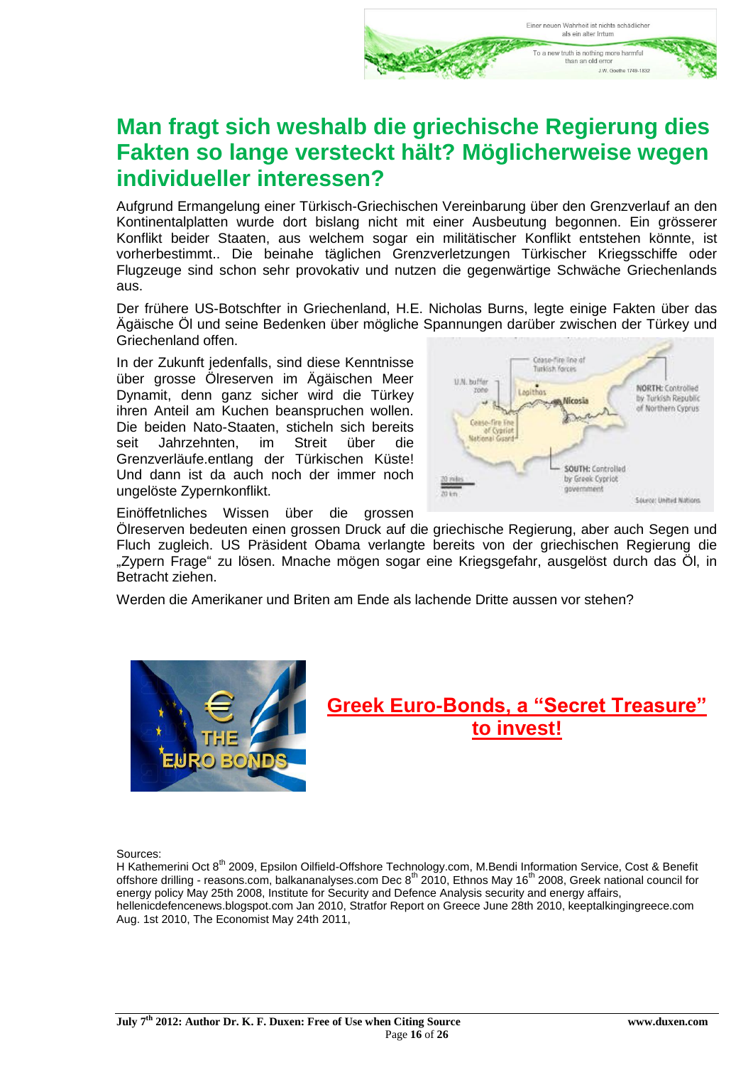## Man fragt sich weshalb die griechische Regierung dies Fakten so lange versteckt hält? Möglicherweise wegen individueller interessen?

Aufgrund Ermangelung einer Türkisch-Griechischen Vereinbarung über den Grenzverlauf an den Kontinentalplatten wurde dort bislang nicht mit einer Ausbeutung begonnen. Ein grösserer Konflikt beider Staaten, aus welchem sogar ein militätischer Konflikt entstehen könnte, ist vorherbestimmt.. Die beinahe täglichen Grenzverletzungen Türkischer Kriegsschiffe oder Flugzeuge sind schon sehr provokativ und nutzen die gegenwärtige Schwäche Griechenlands aus.

Der frühere US-Botschfter in Griechenland, H.E. Nicholas Burns, legte einige Fakten über das Ägäische Öl und seine Bedenken über mögliche Spannungen darüber zwischen der Türkey und Griechenland offen.

In der Zukunft jedenfalls, sind diese Kenntnisse über grosse Ölreserven im Ägäischen Meer Dynamit, denn ganz sicher wird die Türkey ihren Anteil am Kuchen beanspruchen wollen. Die beiden Nato-Staaten, sticheln sich bereits seit Jahrzehnten, im Streit über die Grenzverläufe.entlang der Türkischen Küste! Und dann ist da auch noch der immer noch ungelöste Zypernkonflikt.

Einöffetnliches Wissen über die grossen Ölreserven bedeuten einen grossen Druck auf die griechische Regierung, aber auch Segen und Fluch zugleich. US Präsident Obama verlangte bereits von der griechischen Regierung die „Zypern Frage“ zu lösen. Mnache mögen sogar eine Kriegsgefahr, ausgelöst durch das Öl, in Betracht ziehen.

Werden die Amerikaner und Briten am Ende als lachende Dritte aussen vor stehen?

**Greek Euro-Bonds, a “Secret Treasure” to invest!**

Sources:
H Kathemerini Oct 8th 2009, Epsilon Oilfield-Offshore Technology.com, M.Bendi Information Service, Cost & Benefit offshore drilling - reasons.com, balkananalyses.com Dec 8th 2010, Ethnos May 16th 2008, Greek national council for energy policy May 25th 2008, Institute for Security and Defence Analysis security and energy affairs, hellenicdefencenews.blogspot.com Jan 2010, Stratfor Report on Greece June 28th 2010, keeptalkingingreece.com Aug. 1st 2010, The Economist May 24th 2011,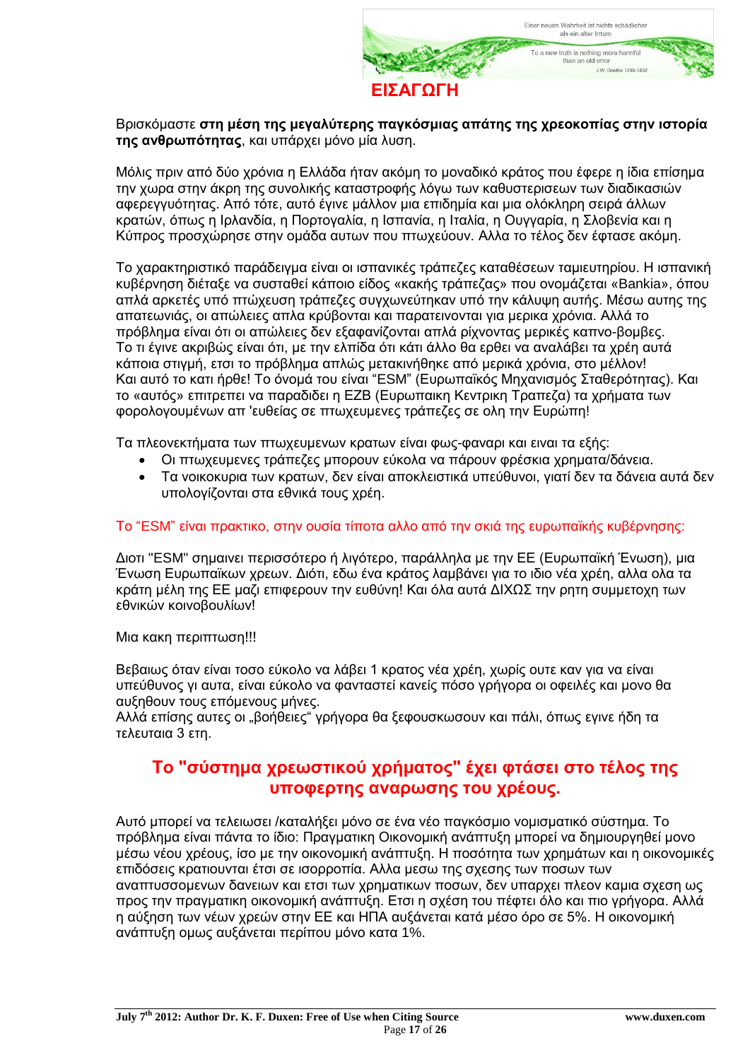# ΕΙΣΑΓΩΓΗ

Βρισκόμαστε **στη μέση της μεγαλύτερης παγκόσμιας απάτης της χρεοκοπίας στην ιστορία της ανθρωπότητας**, και υπάρχει μόνο μία λυση.

Μόλις πριν από δύο χρόνια η Ελλάδα ήταν ακόμη το μοναδικό κράτος που έφερε η ίδια επίσημα την χωρα στην άκρη της συνολικής καταστροφής λόγω των καθυστερισεων των διαδικασιών αφερεγγυότητας. Από τότε, αυτό έγινε μάλλον μια επιδημία και μια ολόκληρη σειρά άλλων κρατών, όπως η Ιρλανδία, η Πορτογαλία, η Ισπανία, η Ιταλία, η Ουγγαρία, η Σλοβενία και η Κύπρος προσχώρησε στην ομάδα αυτων που πτωχεύουν. Αλλα το τέλος δεν έφτασε ακόμη.

Το χαρακτηριστικό παράδειγμα είναι οι ισπανικές τράπεζες καταθέσεων ταμιευτηρίου. Η ισπανική κυβέρνηση διέταξε να συσταθεί κάποιο είδος «κακής τράπεζας» που ονομάζεται «Bankia», όπου απλά αρκετές υπό πτώχευση τράπεζες συγχωνεύτηκαν υπό την κάλυψη αυτής. Μέσω αυτης της απατεωνιάς, οι απώλειες απλα κρύβονται και παρατεινονται για μερικα χρόνια. Αλλά το πρόβλημα είναι ότι οι απώλειες δεν εξαφανίζονται απλά ρίχνοντας μερικές καπνο-βομβες. Το τι έγινε ακριβώς είναι ότι, με την ελπίδα ότι κάτι άλλο θα ερθει να αναλάβει τα χρέη αυτά κάποια στιγμή, ετσι το πρόβλημα απλώς μετακινήθηκε από μερικά χρόνια, στο μέλλον! Και αυτό το κατι ήρθε! Το όνομά του είναι "ESM" (Ευρωπαϊκός Μηχανισμός Σταθερότητας). Και το «αυτός» επιτρεπει να παραδιδει η ΕΖΒ (Ευρωπαικη Κεντρικη Τραπεζα) τα χρήματα των φορολογουμένων απ 'ευθείας σε πτωχευμενες τράπεζες σε ολη την Ευρώπη!

Τα πλεονεκτήματα των πτωχευμενων κρατων είναι φως-φαναρι και ειναι τα εξής:

- Οι πτωχευμενες τράπεζες μπορουν εύκολα να πάρουν φρέσκια χρηματα/δάνεια.
- Τα νοικοκυρια των κρατων, δεν είναι αποκλειστικά υπεύθυνοι, γιατί δεν τα δάνεια αυτά δεν υπολογίζονται στα εθνικά τους χρέη.

Το "ESM" είναι πρακτικο, στην ουσία τίποτα αλλο από την σκιά της ευρωπαϊκής κυβέρνησης:

Διοτι "ESM" σημαινει περισσότερο ή λιγότερο, παράλληλα με την ΕΕ (Ευρωπαϊκή Ένωση), μια Ένωση Ευρωπαϊκων χρεων. Διότι, εδω ένα κράτος λαμβάνει για το ιδιο νέα χρέη, αλλα ολα τα κράτη μέλη της ΕΕ μαζί επιφερουν την ευθύνη! Και όλα αυτά ΔΙΧΩΣ την ρητη συμμετοχη των εθνικών κοινοβουλίων!

Μια κακη περιπτωση!!!

Βεβαιως όταν είναι τοσο εύκολο να λάβει 1 κρατος νέα χρέη, χωρίς ουτε καν για να είναι υπεύθυνος γι αυτα, είναι εύκολο να φανταστεί κανείς πόσο γρήγορα οι οφειλές και μονο θα αυξηθουν τους επόμενους μήνες.
Αλλά επίσης αυτες οι „βοήθειες“ γρήγορα θα ξεφουσκωσουν και πάλι, όπως εγινε ήδη τα τελευταια 3 ετη.

## Το "σύστημα χρεωστικού χρήματος" έχει φτάσει στο τέλος της υποφερτης αναρωσης του χρέους.

Αυτό μπορεί να τελειωσει /καταλήξει μόνο σε ένα νέο παγκόσμιο νομισματικό σύστημα. Το πρόβλημα είναι πάντα το ίδιο: Πραγματικη Οικονομική ανάπτυξη μπορεί να δημιουργηθεί μονο μέσω νέου χρέους, ίσο με την οικονομική ανάπτυξη. Η ποσότητα των χρημάτων και η οικονομικές επιδόσεις κρατιουνται έτσι σε ισορροπία. Αλλα μεσω της σχεσης των ποσων των αναπτυσσομενων δανειων και ετσι των χρηματικων ποσων, δεν υπαρχει πλεον καμια σχεση ως προς την πραγματικη οικονομική ανάπτυξη. Ετσι η σχέση του πέφτει όλο και πιο γρήγορα. Αλλά η αύξηση των νέων χρεών στην ΕΕ και ΗΠΑ αυξάνεται κατά μέσο όρο σε 5%. Η οικονομική ανάπτυξη ομως αυξάνεται περίπου μόνο κατα 1%.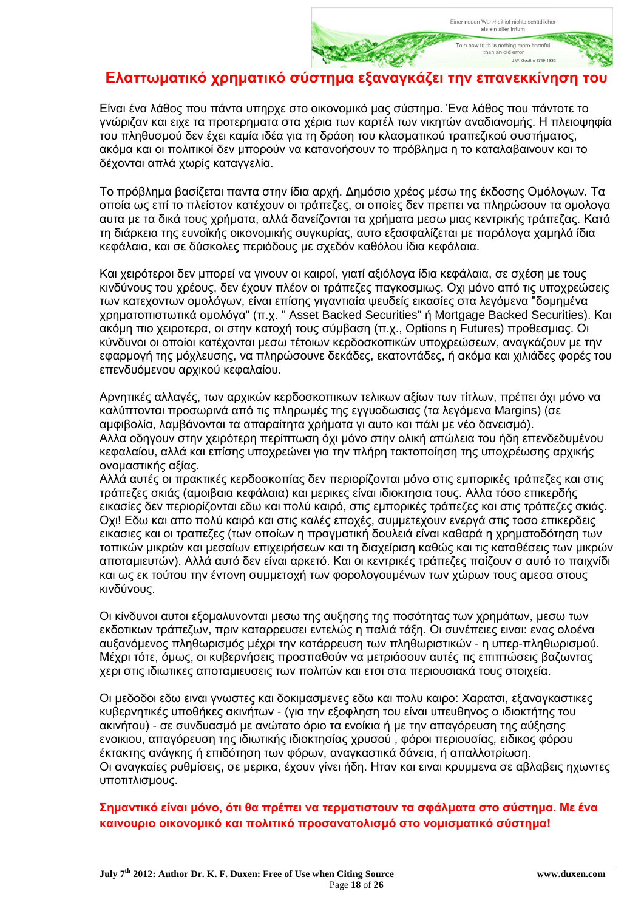## Ελαττωματικό χρηματικό σύστημα εξαναγκάζει την επανεκκίνηση του

Είναι ένα λάθος που πάντα υπηρχε στο οικονομικό μας σύστημα. Ένα λάθος που πάντοτε το γνώριζαν και ειχε τα προτερηματα στα χέρια των καρτέλ των νικητών αναδιανομής. Η πλειοψηφία του πληθυσμού δεν έχει καμία ιδέα για τη δράση του κλασματικού τραπεζικού συστήματος, ακόμα και οι πολιτικοί δεν μπορούν να κατανοήσουν το πρόβλημα η το καταλαβαινουν και το δέχονται απλά χωρίς καταγγελία.

Το πρόβλημα βασίζεται παντα στην ίδια αρχή. Δημόσιο χρέος μέσω της έκδοσης Ομόλογων. Τα οποία ως επί το πλείστον κατέχουν οι τράπεζες, οι οποίες δεν πρεπει να πληρώσουν τα ομολογα αυτα με τα δικά τους χρήματα, αλλά δανείζονται τα χρήματα μεσω μιας κεντρικής τράπεζας. Κατά τη διάρκεια της ευνοϊκής οικονομικής συγκυρίας, αυτο εξασφαλίζεται με παράλογα χαμηλά ίδια κεφάλαια, και σε δύσκολες περιόδους με σχεδόν καθόλου ίδια κεφάλαια.

Και χειρότεροι δεν μπορεί να γινουν οι καιροί, γιατί αξιόλογα ίδια κεφάλαια, σε σχέση με τους κινδύνους του χρέους, δεν έχουν πλέον οι τράπεζες παγκοσμιως. Οχι μόνο από τις υποχρεώσεις των κατεχοντων ομολόγων, είναι επίσης γιγαντιαία ψευδείς εικασίες στα λεγόμενα "δομημένα χρηματοπιστωτικά ομολόγα" (π.χ. " Asset Backed Securities" ή Mortgage Backed Securities). Και ακόμη πιο χειροτερα, οι στην κατοχή τους σύμβαση (π.χ., Options η Futures) προθεσμιας. Οι κύνδυνοι οι οποίοι κατέχονται μεσω τέτοιων κερδοσκοπικών υποχρεώσεων, αναγκάζουν με την εφαρμογή της μόχλευσης, να πληρώσουνε δεκάδες, εκατοντάδες, ή ακόμα και χιλιάδες φορές του επενδυόμενου αρχικού κεφαλαίου.

Αρνητικές αλλαγές, των αρχικών κερδοσκοπικων τελικων αξίων των τίτλων, πρέπει όχι μόνο να καλύπτονται προσωρινά από τις πληρωμές της εγγυοδωσιας (τα λεγόμενα Margins) (σε αμφιβολία, λαμβάνονται τα απαραίτητα χρήματα γι αυτο και πάλι με νέο δανεισμό).
Αλλα οδηγουν στην χειρότερη περίπτωση όχι μόνο στην ολική απώλεια του ήδη επενδεδυμένου κεφαλαίου, αλλά και επίσης υποχρεώνει για την πλήρη τακτοποίηση της υποχρέωσης αρχικής ονομαστικής αξίας.
Αλλά αυτές οι πρακτικές κερδοσκοπίας δεν περιορίζονται μόνο στις εμπορικές τράπεζες και στις τράπεζες σκιάς (αμοιβαια κεφάλαια) και μερικες είναι ιδιοκτησια τους. Αλλα τόσο επικερδής εικασίες δεν περιορίζονται εδω και πολύ καιρό, στις εμπορικές τράπεζες και στις τράπεζες σκιάς. Οχι! Εδω και απο πολύ καιρό και στις καλές εποχές, συμμετεχουν ενεργά στις τοσο επικερδεις εικασιες και οι τραπεζες (των οποίων η πραγματική δουλειά είναι καθαρά η χρηματοδότηση των τοπικών μικρών και μεσαίων επιχειρήσεων και τη διαχείριση καθώς και τις καταθέσεις των μικρών αποταμιευτών). Αλλά αυτό δεν είναι αρκετό. Και οι κεντρικές τράπεζες παίζουν σ αυτό το παιχνίδι και ως εκ τούτου την έντονη συμμετοχή των φορολογουμένων των χώρων τους αμεσα στους κινδύνους.

Οι κίνδυνοι αυτοι εξομαλυνονται μεσω της αυξησης της ποσότητας των χρημάτων, μεσω των εκδοτικων τράπεζων, πριν καταρρευσει εντελώς η παλιά τάξη. Οι συνέπειες ειναι: ενας ολοένα αυξανόμενος πληθωρισμός μέχρι την κατάρρευση των πληθωριστικών - η υπερ-πληθωρισμού. Μέχρι τότε, όμως, οι κυβερνήσεις προσπαθούν να μετριάσουν αυτές τις επιπτώσεις βαζωντας χερι στις ιδιωτικες αποταμιευσεις των πολιτών και ετσι στα περιουσιακά τους στοιχεία.

Οι μεδοδοι εδω ειναι γνωστες και δοκιμασμενες εδω και πολυ καιρο: Χαρατσι, εξαναγκαστικες κυβερνητικές υποθήκες ακινήτων - (για την εξόφληση του είναι υπευθηνος ο ιδιοκτήτης του ακινήτου) - σε συνδυασμό με ανώτατο όριο τα ενοίκια ή με την απαγόρευση της αύξησης ενοικιου, απαγόρευση της ιδιωτικής ιδιοκτησίας χρυσού , φόροι περιουσίας, ειδικος φόρου έκτακτης ανάγκης ή επιδότηση των φόρων, αναγκαστικά δάνεια, ή απαλλοτρίωση.
Οι αναγκαίες ρυθμίσεις, σε μερικα, έχουν γίνει ήδη. Ηταν και ειναι κρυμμενα σε αβλαβεις ηχωντες υποτιτλισμους.

**Σημαντικό είναι μόνο, ότι θα πρέπει να τερματιστουν τα σφάλματα στο σύστημα. Με ένα καινουριο οικονομικό και πολιτικό προσανατολισμό στο νομισματικό σύστημα!**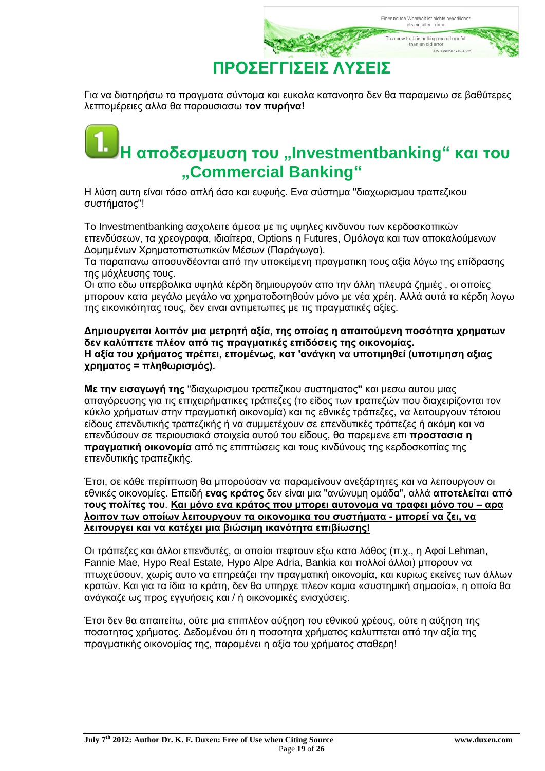# ΠΡΟΣΕΓΓΙΣΕΙΣ ΛΥΣΕΙΣ

Για να διατηρήσω τα πραγματα σύντομα και ευκολα κατανοητα δεν θα παραμεινω σε βαθύτερες λεπτομέρειες αλλα θα παρουσιασω **τον πυρήνα!**

## 1. Η αποδεσμευση του „Investmentbanking“ και του „Commercial Banking“

Η λύση αυτη είναι τόσο απλή όσο και ευφυής. Ενα σύστημα "διαχωρισμου τραπεζικου συστήματος"!

Το Investmentbanking ασχολειτε άμεσα με τις υψηλες κινδυνου των κερδοσκοπικών επενδύσεων, τα χρεογραφα, ιδιαίτερα, Options η Futures, Ομόλογα και των αποκαλούμενων Δομημένων Χρηματοπιστωτικών Μέσων (Παράγωγα).
Τα παραπανω αποσυνδέονται από την υποκείμενη πραγματικη τους αξία λόγω της επίδρασης της μόχλευσης τους.
Οι απο εδω υπερβολικα υψηλά κέρδη δημιουργούν απο την άλλη πλευρά ζημιές , οι οποίες μπορουν κατα μεγάλο μεγάλο να χρηματοδοτηθούν μόνο με νέα χρέη. Αλλά αυτά τα κέρδη λογω της εικονικότητας τους, δεν ειναι αντιμετωπες με τις πραγματικές αξίες.

**Δημιουργειται λοιπόν μια μετρητή αξία, της οποίας η απαιτούμενη ποσότητα χρηματων δεν καλύπτετε πλέον από τις πραγματικές επιδόσεις της οικονομίας.**
**Η αξία του χρήματος πρέπει, επομένως, κατ 'ανάγκη να υποτιμηθεί (υποτιμηση αξίας χρηματος = πληθωρισμός).**

**Με την εισαγωγή της** "διαχωρισμου τραπεζικου συστηματος**"** και μεσω αυτου μιας απαγόρευσης για τις επιχειρήματικες τράπεζες (το είδος των τραπεζών που διαχειρίζονται τον κύκλο χρήματων στην πραγματική οικονομία) και τις εθνικές τράπεζες, να λειτουργουν τέτοιου είδους επενδυτικής τραπεζικής ή να συμμετέχουν σε επενδυτικές τράπεζες ή ακόμη και να επενδύσουν σε περιουσιακά στοιχεία αυτού του είδους, θα παρεμενε επι **προστασια η πραγματική οικονομία** από τις επιπτώσεις και τους κινδύνους της κερδοσκοπίας της επενδυτικής τραπεζικής.

Έτσι, σε κάθε περίπτωση θα μπορούσαν να παραμείνουν ανεξάρτητες και να λειτουργουν οι εθνικές οικονομίες. Επειδή **ενας κράτος** δεν είναι μια "ανώνυμη ομάδα", αλλά **αποτελείται από τους πολίτες του**. **<u>Και μόνο ενα κράτος που μπορει αυτονομα να τραφει μόνο του – αρα λοιπον των οποίων λειτουργουν τα οικονομικα του συστήματα - μπορεί να ζει, να λειτουργει και να κατέχει μια βιώσιμη ικανότητα επιβίωσης!</u>**

Οι τράπεζες και άλλοι επενδυτές, οι οποίοι πεφτουν εξω κατα λάθος (π.χ., η Αφοί Lehman, Fannie Mae, Hypo Real Estate, Hypo Alpe Adria, Bankia και πολλοί άλλοι) μπορουν να πτωχεύσουν, χωρίς αυτο να επηρεάζει την πραγματική οικονομία, και κυριως εκείνες των άλλων κρατών. Και για τα ίδια τα κράτη, δεν θα υπηρχε πλεον καμια «συστημική σημασία», η οποία θα ανάγκαζε ως προς εγγυήσεις και / ή οικονομικές ενισχύσεις.

Έτσι δεν θα απαιτείτω, ούτε μια επιπλέον αύξηση του εθνικού χρέους, ούτε η αύξηση της ποσοτητας χρήματος. Δεδομένου ότι η ποσοτητα χρήματος καλυπτεται από την αξία της πραγματικής οικονομίας της, παραμένει η αξία του χρήματος σταθερη!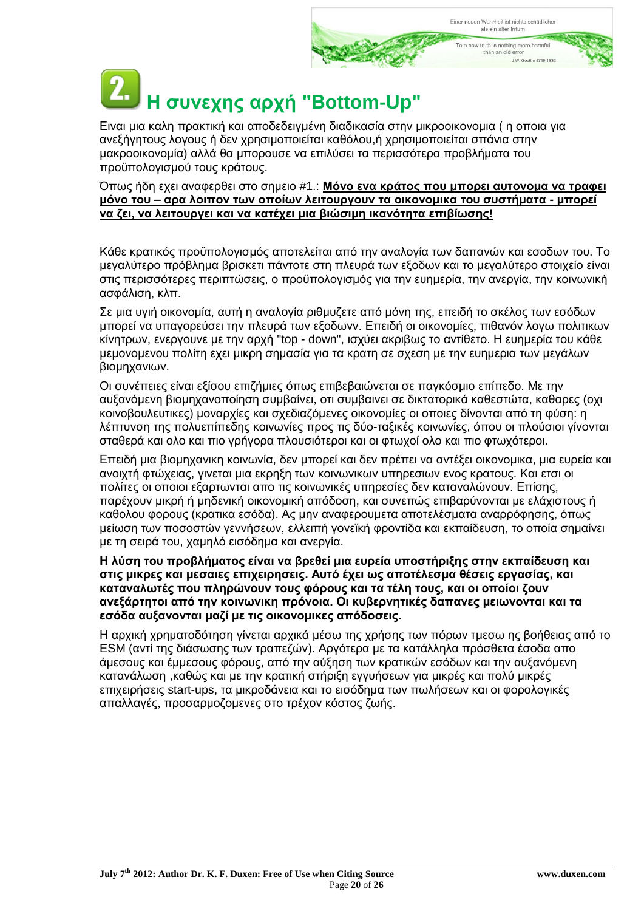# 2. Η συνεχης αρχή "Bottom-Up"

Ειναι μια καλη πρακτική και αποδεδειγμένη διαδικασία στην μικροοικονομια ( η οποια για ανεξήγητους λογους ή δεν χρησιμοποιείται καθόλου,ή χρησιμοποιείται σπάνια στην μακροοικονομία) αλλά θα μπορουσε να επιλύσει τα περισσότερα προβλήματα του προϋπολογισμού τους κράτους.

Όπως ήδη εχει αναφερθει στο σημειο #1.: **Μόνο ενα κράτος που μπορει αυτονομα να τραφει μόνο του – αρα λοιπον των οποίων λειτουργουν τα οικονομικα του συστήματα - μπορεί να ζει, να λειτουργει και να κατέχει μια βιώσιμη ικανότητα επιβίωσης!**

Κάθε κρατικός προϋπολογισμός αποτελείται από την αναλογία των δαπανών και εσοδων του. Το μεγαλύτερο πρόβλημα βρισκετι πάντοτε στη πλευρά των εξόδων και το μεγαλύτερο στοιχείο είναι στις περισσότερες περιπτώσεις, ο προϋπολογισμός για την ευημερία, την ανεργία, την κοινωνική ασφάλιση, κλπ.

Σε μια υγιή οικονομία, αυτή η αναλογία ριθμυζετε από μόνη της, επειδή το σκέλος των εσόδων μπορεί να υπαγορεύσει την πλευρά των εξοδωνν. Επειδή οι οικονομίες, πιθανόν λογω πολιτικων κίνητρων, ενεργουνε με την αρχή "top - down", ισχύει ακριβως το αντίθετο. Η ευημερία του κάθε μεμονομένου πολίτη εχει μικρη σημασία για τα κρατη σε σχεση με την ευημερια των μεγάλων βιομηχανιων.

Οι συνέπειες είναι εξίσου επιζήμιες όπως επιβεβαιώνεται σε παγκόσμιο επίπεδο. Με την αυξανόμενη βιομηχανοποίηση συμβαίνει, οτι συμβαινει σε δικτατορικά καθεστώτα, καθαρες (οχι κοινοβουλευτικες) μοναρχίες και σχεδιαζόμενες οικονομίες οι οποιες δίνονται από τη φύση: η λέπτυνση της πολυεπίπεδης κοινωνίες προς τις δύο-ταξικές κοινωνίες, όπου οι πλούσιοι γίνονται σταθερά και ολο και πιο γρήγορα πλουσιότεροι και οι φτωχοί ολο και πιο φτωχότεροι.

Επειδή μια βιομηχανικη κοινωνία, δεν μπορεί και δεν πρέπει να αντέξει οικονομικα, μια ευρεία και ανοιχτή φτώχειας, γινεται μια εκρηξη των κοινωνικων υπηρεσιων ενος κρατους. Και ετσι οι πολίτες οι οποιοι εξαρτωνται απο τις κοινωνικές υπηρεσίες δεν καταναλώνουν. Επίσης, παρέχουν μικρή ή μηδενική οικονομική απόδοση, και συνεπώς επιβαρύνονται με ελάχιστους ή καθολου φορους (κρατικα εσόδα). Ας μην αναφερουμετα αποτελέσματα αναρρόφησης, όπως μείωση των ποσοστών γεννήσεων, ελλειπή γονεϊκή φροντίδα και εκπαίδευση, το οποία σημαίνει με τη σειρά του, χαμηλό εισόδημα και ανεργία.

**Η λύση του προβλήματος είναι να βρεθεί μια ευρεία υποστήριξης στην εκπαίδευση και στις μικρες και μεσαιες επιχειρησεις. Αυτό έχει ως αποτέλεσμα θέσεις εργασίας, και καταναλωτές που πληρώνουν τους φόρους και τα τέλη τους, και οι οποίοι ζουν ανεξάρτητοι από την κοινωνικη πρόνοια. Οι κυβερνητικές δαπανες μειωνονται και τα εσόδα αυξανονται μαζί με τις οικονομικες απόδοσεις.**

Η αρχική χρηματοδότηση γίνεται αρχικά μέσω της χρήσης των πόρων τμεσω ης βοήθειας από το ESM (αντί της διάσωσης των τραπεζών). Αργότερα με τα κατάλληλα πρόσθετα έσοδα απο άμεσους και έμμεσους φόρους, από την αύξηση των κρατικών εσόδων και την αυξανόμενη κατανάλωση ,καθώς και με την κρατική στήριξη εγγυήσεων για μικρές και πολύ μικρές επιχειρήσεις start-ups, τα μικροδάνεια και το εισόδημα των πωλήσεων και οι φορολογικές απαλλαγές, προσαρμοζομενες στο τρέχον κόστος ζωής.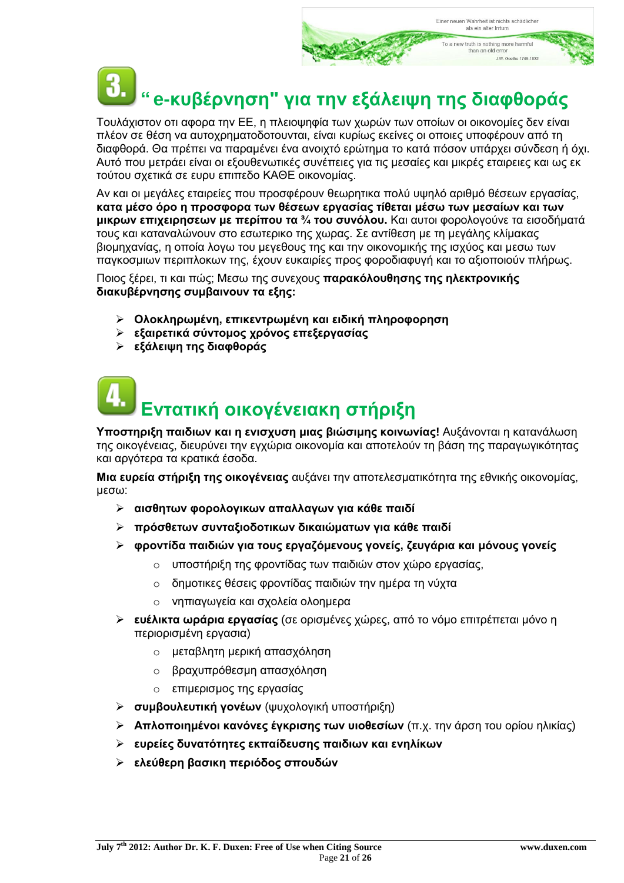# 3. “ e-κυβέρνηση" για την εξάλειψη της διαφθοράς

Τουλάχιστον οτι αφορα την ΕΕ, η πλειοψηφία των χωρών των οποίων οι οικονομίες δεν είναι πλέον σε θέση να αυτοχρηματοδοτουνται, είναι κυρίως εκείνες οι οποιες υποφέρουν από τη διαφθορά. Θα πρέπει να παραμένει ένα ανοιχτό ερώτημα το κατά πόσον υπάρχει σύνδεση ή όχι. Αυτό που μετράει είναι οι εξουθενωτικές συνέπειες για τις μεσαίες και μικρές εταιρειες και ως εκ τούτου σχετικά σε ευρυ επιπεδο ΚΑΘΕ οικονομίας.

Αν και οι μεγάλες εταιρείες που προσφέρουν θεωρητικα πολύ υψηλό αριθμό θέσεων εργασίας, **κατα μέσο όρο η προσφορα των θέσεων εργασίας τίθεται μέσω των μεσαίων και των μικρων επιχειρησεων με περίπου τα ¾ του συνόλου.** Και αυτοι φορολογούνε τα εισοδήματά τους και καταναλώνουν στο εσωτερικο της χωρας. Σε αντίθεση με τη μεγάλης κλίμακας βιομηχανίας, η οποία λογω του μεγεθους της και την οικονομικής της ισχύος και μεσω των παγκοσμιων περιπλοκων της, έχουν ευκαιρίες προς φοροδιαφυγή και το αξιοποιούν πλήρως.

Ποιος ξέρει, τι και πώς; Μεσω της συνεχους **παρακόλουθησης της ηλεκτρονικής διακυβέρνησης συμβαινουν τα εξης:**

- **Ολοκληρωμένη, επικεντρωμένη και ειδική πληροφορηση**
- **εξαιρετικά σύντομος χρόνος επεξεργασίας**
- **εξάλειψη της διαφθοράς**

# 4. Εντατική οικογένειακη στήριξη

**Υποστηριξη παιδιων και η ενισχυση μιας βιώσιμης κοινωνίας!** Αυξάνονται η κατανάλωση της οικογένειας, διευρύνει την εγχώρια οικονομία και αποτελούν τη βάση της παραγωγικότητας και αργότερα τα κρατικά έσοδα.

**Μια ευρεία στήριξη της οικογένειας** αυξάνει την αποτελεσματικότητα της εθνικής οικονομίας, μεσω:

- **αισθητων φορολογικων απαλλαγων για κάθε παιδί**
- **πρόσθετων συνταξιοδοτικων δικαιώματων για κάθε παιδί**
- **φροντίδα παιδιών για τους εργαζόμενους γονείς, ζευγάρια και μόνους γονείς**
  - υποστήριξη της φροντίδας των παιδιών στον χώρο εργασίας,
  - δημοτικες θέσεις φροντίδας παιδιών την ημέρα τη νύχτα
  - νηπιαγωγεία και σχολεία ολοημερα
- **ευέλικτα ωράρια εργασίας** (σε ορισμένες χώρες, από το νόμο επιτρέπεται μόνο η περιορισμένη εργασια)
  - μεταβλητη μερική απασχόληση
  - βραχυπρόθεσμη απασχόληση
  - επιμερισμος της εργασίας
- **συμβουλευτική γονέων** (ψυχολογική υποστήριξη)
- **Απλοποιημένοι κανόνες έγκρισης των υιοθεσίων** (π.χ. την άρση του ορίου ηλικίας)
- **ευρείες δυνατότητες εκπαίδευσης παιδιων και ενηλίκων**
- **ελεύθερη βασικη περιόδος σπουδών**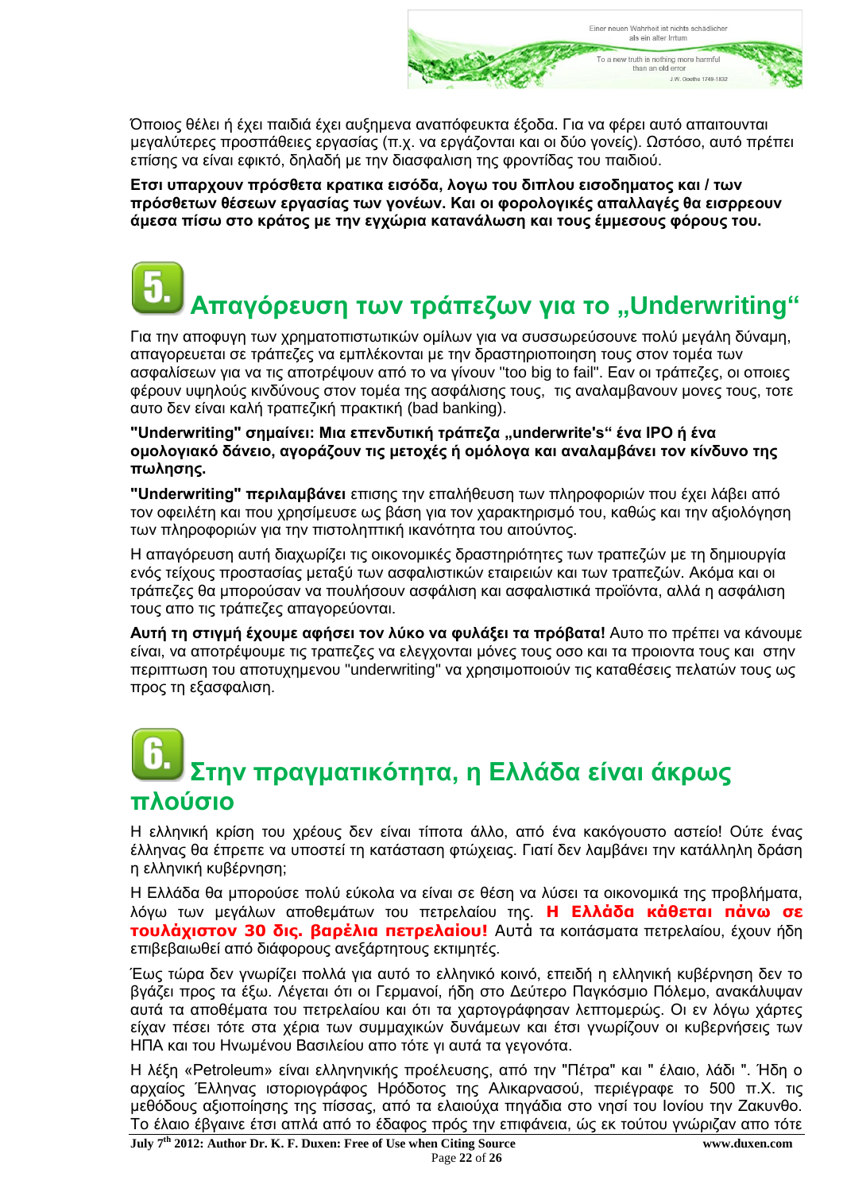Όποιος θέλει ή έχει παιδιά έχει αυξημενα αναπόφευκτα έξοδα. Για να φέρει αυτό απαιτουνται μεγαλύτερες προσπάθειες εργασίας (π.χ. να εργάζονται και οι δύο γονείς). Ωστόσο, αυτό πρέπει επίσης να είναι εφικτό, δηλαδή με την διασφαλιση της φροντίδας του παιδιού.

**Ετσι υπαρχουν πρόσθετα κρατικα εισόδα, λογω του διπλου εισοδηματος και / των πρόσθετων θέσεων εργασίας των γονέων. Και οι φορολογικές απαλλαγές θα εισρρεουν άμεσα πίσω στο κράτος με την εγχώρια κατανάλωση και τους έμμεσους φόρους του.**

## 5. Απαγόρευση των τράπεζων για το „Underwriting“

Για την αποφυγη των χρηματοπιστωτικών ομίλων για να συσσωρεύσουνε πολύ μεγάλη δύναμη, απαγορευεται σε τράπεζες να εμπλέκονται με την δραστηριοποιηση τους στον τομέα των ασφαλίσεων για να τις αποτρέψουν από το να γίνουν "too big to fail". Εαν οι τράπεζες, οι οποιες φέρουν υψηλούς κινδύνους στον τομέα της ασφάλισης τους, τις αναλαμβανουν μονες τους, τοτε αυτο δεν είναι καλή τραπεζική πρακτική (bad banking).

**"Underwriting" σημαίνει: Μια επενδυτική τράπεζα „underwrite's“ ένα IPO ή ένα ομολογιακό δάνειο, αγοράζουν τις μετοχές ή ομόλογα και αναλαμβάνει τον κίνδυνο της πωλησης.**

**"Underwriting" περιλαμβάνει** επισης την επαλήθευση των πληροφοριών που έχει λάβει από τον οφειλέτη και που χρησίμευσε ως βάση για τον χαρακτηρισμό του, καθώς και την αξιολόγηση των πληροφοριών για την πιστοληπτική ικανότητα του αιτούντος.

Η απαγόρευση αυτή διαχωρίζει τις οικονομικές δραστηριότητες των τραπεζών με τη δημιουργία ενός τείχους προστασίας μεταξύ των ασφαλιστικών εταιρειών και των τραπεζών. Ακόμα και οι τράπεζες θα μπορούσαν να πουλήσουν ασφάλιση και ασφαλιστικά προϊόντα, αλλά η ασφάλιση τους απο τις τράπεζες απαγορεύονται.

**Αυτή τη στιγμή έχουμε αφήσει τον λύκο να φυλάξει τα πρόβατα!** Αυτο πο πρέπει να κάνουμε είναι, να αποτρέψουμε τις τραπεζες να ελεγχονται μόνες τους οσο και τα προιοντα τους και στην περιπτωση του αποτυχημενου "underwriting" να χρησιμοποιούν τις καταθέσεις πελατών τους ως προς τη εξασφαλιση.

## 6. Στην πραγματικότητα, η Ελλάδα είναι άκρως πλούσιο

Η ελληνική κρίση του χρέους δεν είναι τίποτα άλλο, από ένα κακόγουστο αστείο! Ούτε ένας έλληνας θα έπρεπε να υποστεί τη κατάσταση φτώχειας. Γιατί δεν λαμβάνει την κατάλληλη δράση η ελληνική κυβέρνηση;

Η Ελλάδα θα μπορούσε πολύ εύκολα να είναι σε θέση να λύσει τα οικονομικά της προβλήματα, λόγω των μεγάλων αποθεμάτων του πετρελαίου της. **Η Ελλάδα κάθεται πάνω σε τουλάχιστον 30 δις. βαρέλια πετρελαίου!** Αυτά τα κοιτάσματα πετρελαίου, έχουν ήδη επιβεβαιωθεί από διάφορους ανεξάρτητους εκτιμητές.

Έως τώρα δεν γνωρίζει πολλά για αυτό το ελληνικό κοινό, επειδή η ελληνική κυβέρνηση δεν το βγάζει προς τα έξω. Λέγεται ότι οι Γερμανοί, ήδη στο Δεύτερο Παγκόσμιο Πόλεμο, ανακάλυψαν αυτά τα αποθέματα του πετρελαίου και ότι τα χαρτογράφησαν λεπτομερώς. Οι εν λόγω χάρτες είχαν πέσει τότε στα χέρια των συμμαχικών δυνάμεων και έτσι γνωρίζουν οι κυβερνήσεις των ΗΠΑ και του Ηνωμένου Βασιλείου απο τότε γι αυτά τα γεγονότα.

Η λέξη «Petroleum» είναι ελληνικής προέλευσης, από την "Πέτρα" και " έλαιο, λάδι ". Ήδη ο αρχαίος Έλληνας ιστοριογράφος Ηρόδοτος της Αλικαρνασού, περιέγραφε το 500 π.Χ. τις μεθόδους αξιοποίησης της πίσσας, από τα ελαιούχα πηγάδια στο νησί του Ιονίου την Ζακυνθο. Το έλαιο έβγαινε έτσι απλά από το έδαφος πρός την επιφάνεια, ώς εκ τούτου γνώριζαν απο τότε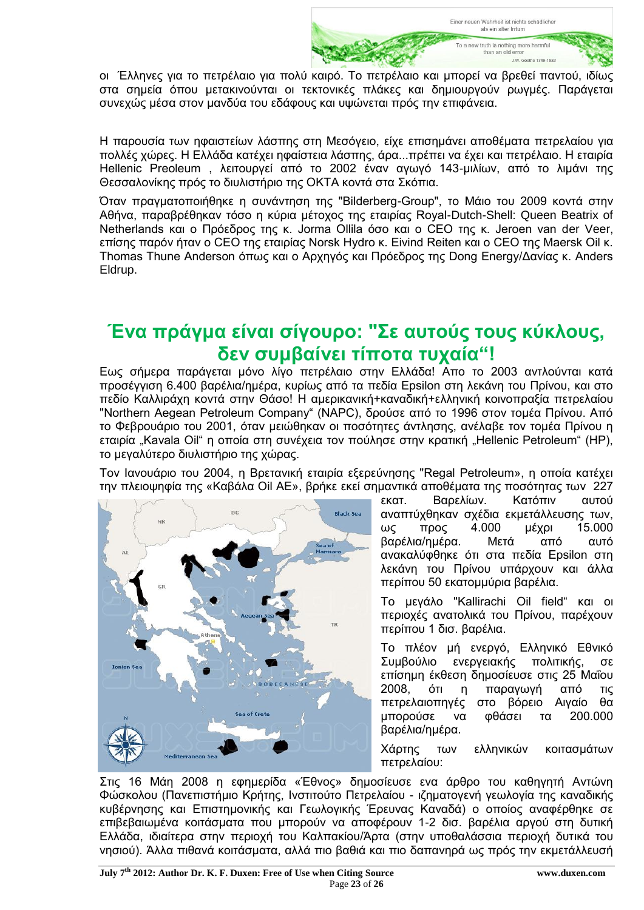οι Έλληνες για το πετρέλαιο για πολύ καιρό. Το πετρέλαιο και μπορεί να βρεθεί παντού, ιδίως στα σημεία όπου μετακινούνται οι τεκτονικές πλάκες και δημιουργούν ρωγμές. Παράγεται συνεχώς μέσα στον μανδύα του εδάφους και υψώνεται πρός την επιφάνεια.

Η παρουσία των ηφαιστείων λάσπης στη Μεσόγειο, είχε επισημάνει αποθέματα πετρελαίου για πολλές χώρες. Η Ελλάδα κατέχει ηφαίστεια λάσπης, άρα...πρέπει να έχει και πετρέλαιο. Η εταιρία Hellenic Preoleum , λειτουργεί από το 2002 έναν αγωγό 143-μιλίων, από το λιμάνι της Θεσσαλονίκης πρός το διυλιστήριο της ΟΚΤΑ κοντά στα Σκόπια.

Όταν πραγματοποιήθηκε η συνάντηση της "Bilderberg-Group", το Μάιο του 2009 κοντά στην Αθήνα, παραβρέθηκαν τόσο η κύρια μέτοχος της εταιρίας Royal-Dutch-Shell: Queen Beatrix of Netherlands και ο Πρόεδρος της κ. Jorma Ollila όσο και ο CEO της κ. Jeroen van der Veer, επίσης παρόν ήταν ο CEO της εταιρίας Norsk Hydro κ. Eivind Reiten και ο CEO της Maersk Oil κ. Thomas Thune Anderson όπως και ο Αρχηγός και Πρόεδρος της Dong Energy/Δανίας κ. Anders Eldrup.

## Ένα πράγμα είναι σίγουρο: "Σε αυτούς τους κύκλους, δεν συμβαίνει τίποτα τυχαία"!

Εως σήμερα παράγεται μόνο λίγο πετρέλαιο στην Ελλάδα! Απο το 2003 αντλούνται κατά προσέγγιση 6.400 βαρέλια/ημέρα, κυρίως από τα πεδία Epsilon στη λεκάνη του Πρίνου, και στο πεδίο Καλλιράχη κοντά στην Θάσο! Η αμερικανική+καναδική+ελληνική κοινοπραξία πετρελαίου "Northern Aegean Petroleum Company" (NAPC), δρούσε από το 1996 στον τομέα Πρίνου. Από το Φεβρουάριο του 2001, όταν μειώθηκαν οι ποσότητες άντλησης, ανέλαβε τον τομέα Πρίνου η εταιρία „Kavala Oil" η οποία στη συνέχεια τον πούλησε στην κρατική „Hellenic Petroleum" (HP), το μεγαλύτερο διυλιστήριο της χώρας.

Τον Ιανουάριο του 2004, η Βρετανική εταιρία εξερεύνησης "Regal Petroleum», η οποία κατέχει την πλειοψηφία της «Καβάλα Oil AE», βρήκε εκεί σημαντικά αποθέματα της ποσότητας των 227 εκατ. Βαρελίων. Κατόπιν αυτού αναπτύχθηκαν σχέδια εκμετάλλευσης των, ως προς 4.000 μέχρι 15.000 βαρέλια/ημέρα. Μετά από αυτό ανακαλύφθηκε ότι στα πεδία Epsilon στη λεκάνη του Πρίνου υπάρχουν και άλλα περίπου 50 εκατομμύρια βαρέλια.

Το μεγάλο "Kallirachi Oil field" και οι περιοχές ανατολικά του Πρίνου, παρέχουν περίπου 1 δισ. βαρέλια.

Το πλέον μή ενεργό, Ελληνικό Εθνικό Συμβούλιο ενεργειακής πολιτικής, σε επίσημη έκθεση δημοσίευσε στις 25 Μαΐου 2008, ότι η παραγωγή από τις πετρελαιοπηγές στο βόρειο Αιγαίο θα μπορούσε να φθάσει τα 200.000 βαρέλια/ημέρα.

Χάρτης των ελληνικών κοιτασμάτων πετρελαίου:

Στις 16 Μάη 2008 η εφημερίδα «Έθνος» δημοσίευσε ενα άρθρο του καθηγητή Αντώνη Φώσκολου (Πανεπιστήμιο Κρήτης, Ινστιτούτο Πετρελαίου - ιζηματογενή γεωλογία της καναδικής κυβέρνησης και Επιστημονικής και Γεωλογικής Έρευνας Καναδά) ο οποίος αναφέρθηκε σε επιβεβαιωμένα κοιτάσματα που μπορούν να αποφέρουν 1-2 δισ. βαρέλια αργού στη δυτική Ελλάδα, ιδιαίτερα στην περιοχή του Καλπακίου/Άρτα (στην υποθαλάσσια περιοχή δυτικά του νησιού). Άλλα πιθανά κοιτάσματα, αλλά πιο βαθιά και πιο δαπανηρά ως πρός την εκμετάλλευσή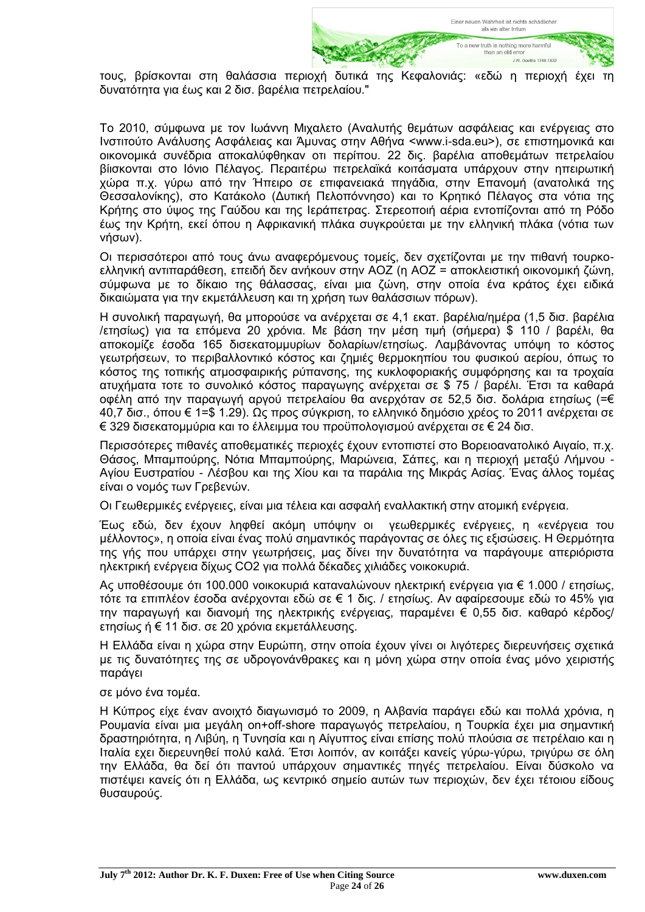τους, βρίσκονται στη θαλάσσια περιοχή δυτικά της Κεφαλονιάς: «εδώ η περιοχή έχει τη δυνατότητα για έως και 2 δισ. βαρέλια πετρελαίου."

Το 2010, σύμφωνα με τον Ιωάννη Μιχαλετο (Αναλυτής θεμάτων ασφάλειας και ενέργειας στο Ινστιτούτο Ανάλυσης Ασφάλειας και Άμυνας στην Αθήνα <www.i-sda.eu>), σε επιστημονικά και οικονομικά συνέδρια αποκαλύφθηκαν οτι περίπου. 22 δις. βαρέλια αποθεμάτων πετρελαίου βίισκονται στο Ιόνιο Πέλαγος. Περαιτέρω πετρελαϊκά κοιτάσματα υπάρχουν στην ηπειρωτική χώρα π.χ. γύρω από την Ήπειρο σε επιφανειακά πηγάδια, στην Επανομή (ανατολικά της Θεσσαλονίκης), στο Κατάκολο (Δυτική Πελοπόννησο) και το Κρητικό Πέλαγος στα νότια της Κρήτης στο ύψος της Γαύδου και της Ιεράπετρας. Στερεοποιή αέρια εντοπίζονται από τη Ρόδο έως την Κρήτη, εκεί όπου η Αφρικανική πλάκα συγκρούεται με την ελληνική πλάκα (νότια των νήσων).

Οι περισσότεροι από τους άνω αναφερόμενους τομείς, δεν σχετίζονται με την πιθανή τουρκο-ελληνική αντιπαράθεση, επειδή δεν ανήκουν στην ΑΟΖ (η ΑΟΖ = αποκλειστική οικονομική ζώνη, σύμφωνα με το δίκαιο της θάλασσας, είναι μια ζώνη, στην οποία ένα κράτος έχει ειδικά δικαιώματα για την εκμετάλλευση και τη χρήση των θαλάσσιων πόρων).

Η συνολική παραγωγή, θα μπορούσε να ανέρχεται σε 4,1 εκατ. βαρέλια/ημέρα (1,5 δισ. βαρέλια /ετησίως) για τα επόμενα 20 χρόνια. Με βάση την μέση τιμή (σήμερα) $ 110 / βαρέλι, θα αποκομίζε έσοδα 165 δισεκατομμυρίων δολαρίων/ετησίως. Λαμβάνοντας υπόψη το κόστος γεωτρήσεων, το περιβαλλοντικό κόστος και ζημιές θερμοκηπίου του φυσικού αερίου, όπως το κόστος της τοπικής ατμοσφαιρικής ρύπανσης, της κυκλοφοριακής συμφόρησης και τα τροχαία ατυχήματα τοτε το συνολικό κόστος παραγωγης ανέρχεται σε $ 75 / βαρέλι. Έτσι τα καθαρά οφέλη από την παραγωγή αργού πετρελαίου θα ανερχόταν σε 52,5 δισ. δολάρια ετησίως (=€ 40,7 δισ., όπου € 1=$ 1.29). Ως προς σύγκριση, το ελληνικό δημόσιο χρέος το 2011 ανέρχεται σε € 329 δισεκατομμύρια και το έλλειμμα του προϋπολογισμού ανέρχεται σε € 24 δισ.

Περισσότερες πιθανές αποθεματικές περιοχές έχουν εντοπιστεί στο Βορειοανατολικό Αιγαίο, π.χ. Θάσος, Μπαμπούρης, Νότια Μπαμπούρης, Μαρώνεια, Σάπες, και η περιοχή μεταξύ Λήμνου - Αγίου Ευστρατίου - Λέσβου και της Χίου και τα παράλια της Μικράς Ασίας. Ένας άλλος τομέας είναι ο νομός των Γρεβενών.

Οι Γεωθερμικές ενέργειες, είναι μια τέλεια και ασφαλή εναλλακτική στην ατομική ενέργεια.

Έως εδώ, δεν έχουν ληφθεί ακόμη υπόψην οι γεωθερμικές ενέργειες, η «ενέργεια του μέλλοντος», η οποία είναι ένας πολύ σημαντικός παράγοντας σε όλες τις εξισώσεις. Η Θερμότητα της γής που υπάρχει στην γεωτρήσεις, μας δίνει την δυνατότητα να παράγουμε απεριόριστα ηλεκτρική ενέργεια δίχως $CO_2$ για πολλά δέκαδες χιλιάδες νοικοκυριά.

Ας υποθέσουμε ότι 100.000 νοικοκυριά καταναλώνουν ηλεκτρική ενέργεια για € 1.000 / ετησίως, τότε τα επιπλέον έσοδα ανέρχονται εδώ σε € 1 δις. / ετησίως. Αν αφαίρεσουμε εδώ το 45% για την παραγωγή και διανομή της ηλεκτρικής ενέργειας, παραμένει € 0,55 δισ. καθαρό κέρδος/ ετησίως ή € 11 δισ. σε 20 χρόνια εκμετάλλευσης.

Η Ελλάδα είναι η χώρα στην Ευρώπη, στην οποία έχουν γίνει οι λιγότερες διερευνήσεις σχετικά με τις δυνατότητες της σε υδρογονάνθρακες και η μόνη χώρα στην οποία ένας μόνο χειριστής παράγει

σε μόνο ένα τομέα.

Η Κύπρος είχε έναν ανοιχτό διαγωνισμό το 2009, η Αλβανία παράγει εδώ και πολλά χρόνια, η Ρουμανία είναι μια μεγάλη on+off-shore παραγωγός πετρελαίου, η Τουρκία έχει μια σημαντική δραστηριότητα, η Λιβύη, η Τυνησία και η Αίγυπτος είναι επίσης πολύ πλούσια σε πετρέλαιο και η Ιταλία εχει διερευνηθεί πολύ καλά. Έτσι λοιπόν, αν κοιτάξει κανείς γύρω-γύρω, τριγύρω σε όλη την Ελλάδα, θα δεί ότι παντού υπάρχουν σημαντικές πηγές πετρελαίου. Είναι δύσκολο να πιστέψει κανείς ότι η Ελλάδα, ως κεντρικό σημείο αυτών των περιοχών, δεν έχει τέτοιου είδους θυσαυρούς.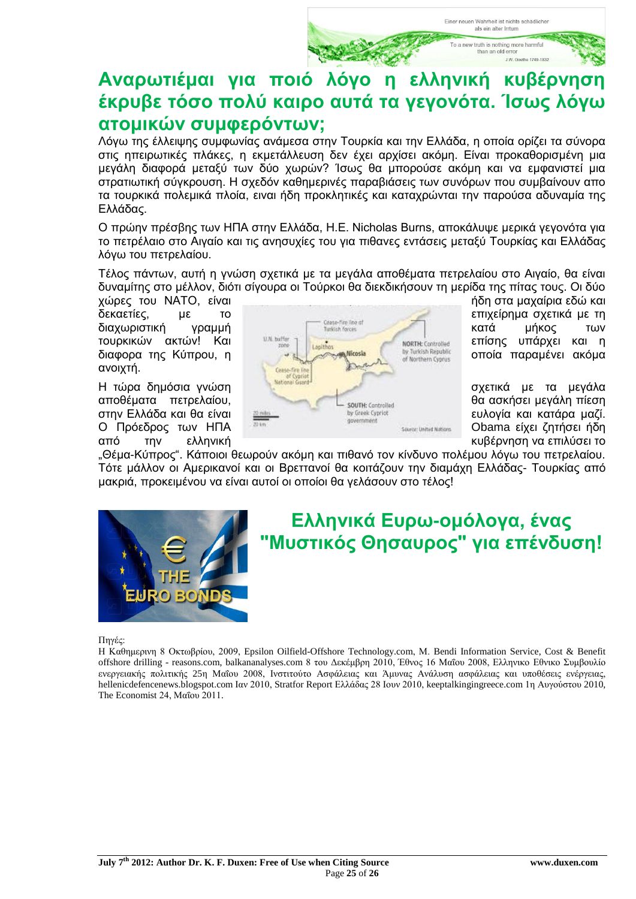## Αναρωτιέμαι για ποιό λόγο η ελληνική κυβέρνηση έκρυβε τόσο πολύ καιρο αυτά τα γεγονότα. Ίσως λόγω ατομικών συμφερόντων;

Λόγω της έλλειψης συμφωνίας ανάμεσα στην Τουρκία και την Ελλάδα, η οποία ορίζει τα σύνορα στις ηπειρωτικές πλάκες, η εκμετάλλευση δεν έχει αρχίσει ακόμη. Είναι προκαθορισμένη μια μεγάλη διαφορά μεταξύ των δύο χωρών? Ίσως θα μπορούσε ακόμη και να εμφανιστεί μια στρατιωτική σύγκρουση. Η σχεδόν καθημερινές παραβιάσεις των συνόρων που συμβαίνουν απο τα τουρκικά πολεμικά πλοία, ειναι ήδη προκλητικές και καταχρώνται την παρούσα αδυναμία της Ελλάδας.

Ο πρώην πρέσβης των ΗΠΑ στην Ελλάδα, H.E. Nicholas Burns, αποκάλυψε μερικά γεγονότα για το πετρέλαιο στο Αιγαίο και τις ανησυχίες του για πιθανες εντάσεις μεταξύ Τουρκίας και Ελλάδας λόγω του πετρελαίου.

Τέλος πάντων, αυτή η γνώση σχετικά με τα μεγάλα αποθέματα πετρελαίου στο Αιγαίο, θα είναι δυναμίτης στο μέλλον, διότι σίγουρα οι Τούρκοι θα διεκδικήσουν τη μερίδα της πίτας τους. Οι δύο χώρες του ΝΑΤΟ, είναι ήδη στα μαχαίρια εδώ και δεκαετίες, με το επιχείρημα σχετικά με τη διαχωριστική γραμμή κατά μήκος των τουρκικών ακτών! Και επίσης υπάρχει και η διαφορα της Κύπρου, η οποία παραμένει ακόμα ανοιχτή.

U.N. buffer zone
Cease-fire line of Turkish forces
Lapithos
Nicosia
NORTH: Controlled by Turkish Republic of Northern Cyprus
Cease-fire line of Cypriot National Guard
SOUTH: Controlled by Greek Cypriot government
20 miles
20 km
Source: United Nations

Η τώρα δημόσια γνώση σχετικά με τα μεγάλα αποθέματα πετρελαίου, θα ασκήσει μεγάλη πίεση στην Ελλάδα και θα είναι ευλογία και κατάρα μαζί. Ο Πρόεδρος των ΗΠΑ Obama είχει ζητήσει ήδη από την ελληνική κυβέρνηση να επιλύσει το „Θέμα-Κύπρος". Κάποιοι θεωρούν ακόμη και πιθανό τον κίνδυνο πολέμου λόγω του πετρελαίου. Τότε μάλλον οι Αμερικανοί και οι Βρεττανοί θα κοιτάζουν την διαμάχη Ελλάδας- Τουρκίας από μακριά, προκειμένου να είναι αυτοί οι οποίοι θα γελάσουν στο τέλος!

THE EURO BONDS

## Ελληνικά Ευρω-ομόλογα, ένας "Μυστικός Θησαυρος" για επένδυση!

Πηγές:
Η Καθημερινη 8 Οκτωβρίου, 2009, Epsilon Oilfield-Offshore Technology.com, M. Bendi Information Service, Cost & Benefit offshore drilling - reasons.com, balkananalyses.com 8 του Δεκέμβρη 2010, Έθνος 16 Μαΐου 2008, Ελληνικο Εθνικο Συμβουλίο ενεργειακής πολιτικής 25η Μαΐου 2008, Ινστιτούτο Ασφάλειας και Άμυνας Ανάλυση ασφάλειας και υποθέσεις ενέργειας, hellenicdefencenews.blogspot.com Ιαν 2010, Stratfor Report Ελλάδας 28 Ιουν 2010, keeptalkingingreece.com 1η Αυγούστου 2010, The Economist 24, Μαΐου 2011.